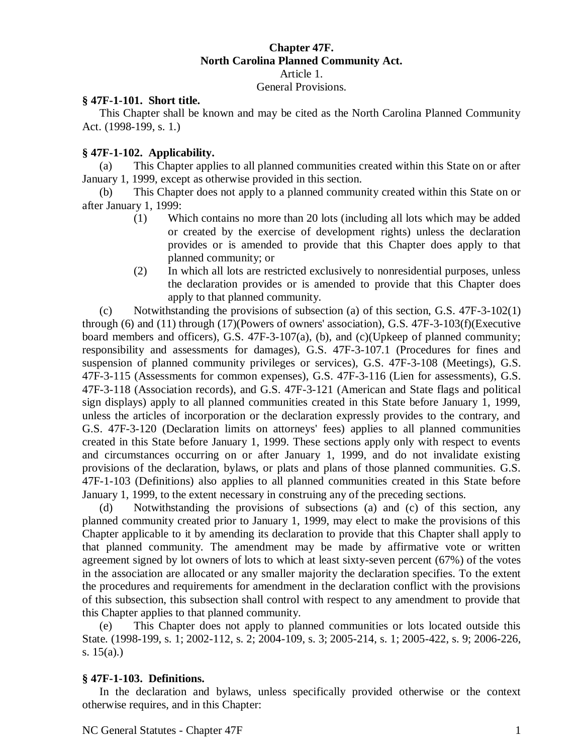# Chapter 47F.
# North Carolina Planned Community Act.

## Article 1.
## General Provisions.

**§ 47F-1-101. Short title.**

This Chapter shall be known and may be cited as the North Carolina Planned Community Act. (1998-199, s. 1.)

**§ 47F-1-102. Applicability.**

(a) This Chapter applies to all planned communities created within this State on or after January 1, 1999, except as otherwise provided in this section.

(b) This Chapter does not apply to a planned community created within this State on or after January 1, 1999:

(1) Which contains no more than 20 lots (including all lots which may be added or created by the exercise of development rights) unless the declaration provides or is amended to provide that this Chapter does apply to that planned community; or

(2) In which all lots are restricted exclusively to nonresidential purposes, unless the declaration provides or is amended to provide that this Chapter does apply to that planned community.

(c) Notwithstanding the provisions of subsection (a) of this section, G.S. 47F-3-102(1) through (6) and (11) through (17)(Powers of owners' association), G.S. 47F-3-103(f)(Executive board members and officers), G.S. 47F-3-107(a), (b), and (c)(Upkeep of planned community; responsibility and assessments for damages), G.S. 47F-3-107.1 (Procedures for fines and suspension of planned community privileges or services), G.S. 47F-3-108 (Meetings), G.S. 47F-3-115 (Assessments for common expenses), G.S. 47F-3-116 (Lien for assessments), G.S. 47F-3-118 (Association records), and G.S. 47F-3-121 (American and State flags and political sign displays) apply to all planned communities created in this State before January 1, 1999, unless the articles of incorporation or the declaration expressly provides to the contrary, and G.S. 47F-3-120 (Declaration limits on attorneys' fees) applies to all planned communities created in this State before January 1, 1999. These sections apply only with respect to events and circumstances occurring on or after January 1, 1999, and do not invalidate existing provisions of the declaration, bylaws, or plats and plans of those planned communities. G.S. 47F-1-103 (Definitions) also applies to all planned communities created in this State before January 1, 1999, to the extent necessary in construing any of the preceding sections.

(d) Notwithstanding the provisions of subsections (a) and (c) of this section, any planned community created prior to January 1, 1999, may elect to make the provisions of this Chapter applicable to it by amending its declaration to provide that this Chapter shall apply to that planned community. The amendment may be made by affirmative vote or written agreement signed by lot owners of lots to which at least sixty-seven percent (67%) of the votes in the association are allocated or any smaller majority the declaration specifies. To the extent the procedures and requirements for amendment in the declaration conflict with the provisions of this subsection, this subsection shall control with respect to any amendment to provide that this Chapter applies to that planned community.

(e) This Chapter does not apply to planned communities or lots located outside this State. (1998-199, s. 1; 2002-112, s. 2; 2004-109, s. 3; 2005-214, s. 1; 2005-422, s. 9; 2006-226, s. 15(a).)

**§ 47F-1-103. Definitions.**

In the declaration and bylaws, unless specifically provided otherwise or the context otherwise requires, and in this Chapter: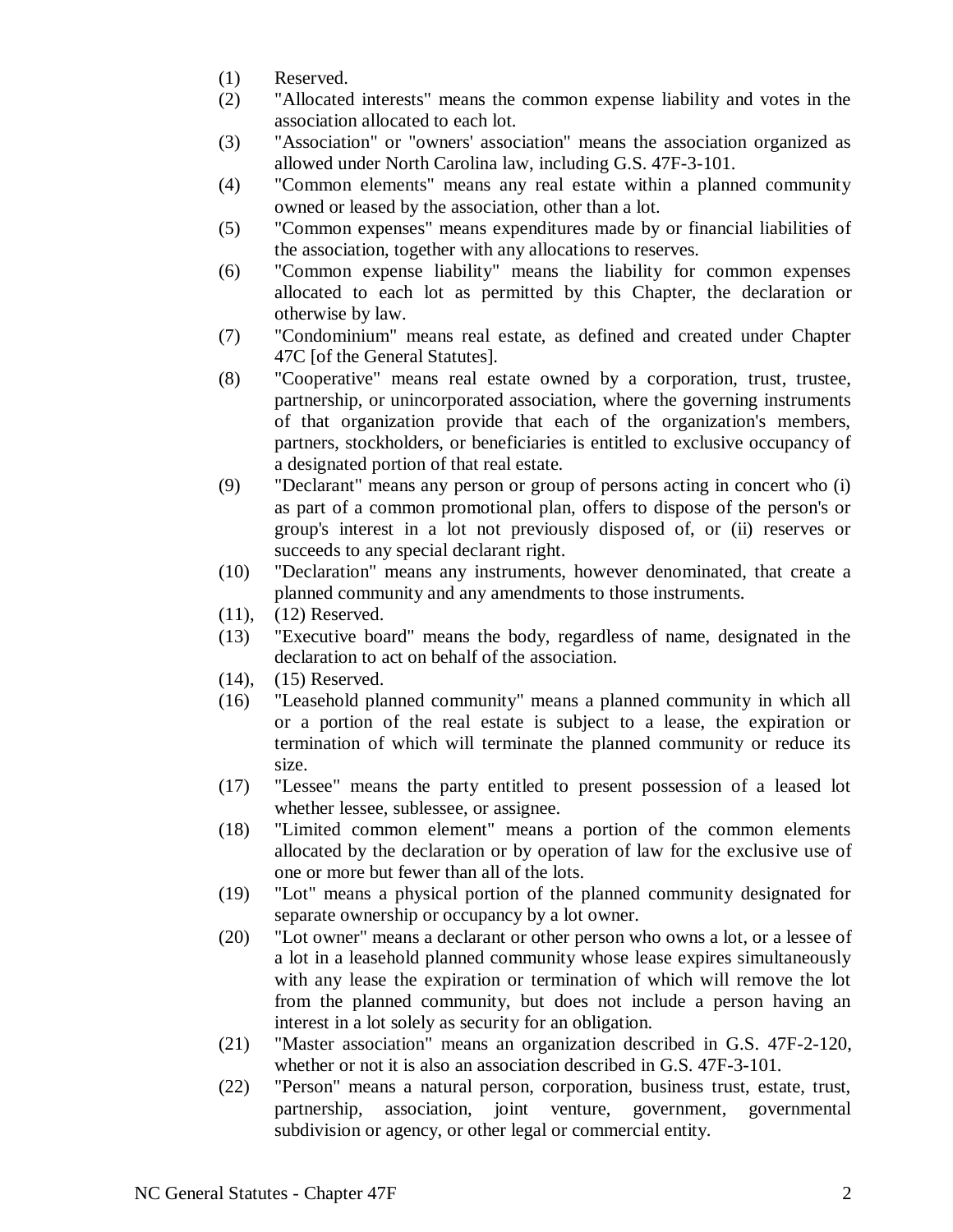(1) Reserved.

(2) "Allocated interests" means the common expense liability and votes in the association allocated to each lot.

(3) "Association" or "owners' association" means the association organized as allowed under North Carolina law, including G.S. 47F-3-101.

(4) "Common elements" means any real estate within a planned community owned or leased by the association, other than a lot.

(5) "Common expenses" means expenditures made by or financial liabilities of the association, together with any allocations to reserves.

(6) "Common expense liability" means the liability for common expenses allocated to each lot as permitted by this Chapter, the declaration or otherwise by law.

(7) "Condominium" means real estate, as defined and created under Chapter 47C [of the General Statutes].

(8) "Cooperative" means real estate owned by a corporation, trust, trustee, partnership, or unincorporated association, where the governing instruments of that organization provide that each of the organization's members, partners, stockholders, or beneficiaries is entitled to exclusive occupancy of a designated portion of that real estate.

(9) "Declarant" means any person or group of persons acting in concert who (i) as part of a common promotional plan, offers to dispose of the person's or group's interest in a lot not previously disposed of, or (ii) reserves or succeeds to any special declarant right.

(10) "Declaration" means any instruments, however denominated, that create a planned community and any amendments to those instruments.

(11), (12) Reserved.

(13) "Executive board" means the body, regardless of name, designated in the declaration to act on behalf of the association.

(14), (15) Reserved.

(16) "Leasehold planned community" means a planned community in which all or a portion of the real estate is subject to a lease, the expiration or termination of which will terminate the planned community or reduce its size.

(17) "Lessee" means the party entitled to present possession of a leased lot whether lessee, sublessee, or assignee.

(18) "Limited common element" means a portion of the common elements allocated by the declaration or by operation of law for the exclusive use of one or more but fewer than all of the lots.

(19) "Lot" means a physical portion of the planned community designated for separate ownership or occupancy by a lot owner.

(20) "Lot owner" means a declarant or other person who owns a lot, or a lessee of a lot in a leasehold planned community whose lease expires simultaneously with any lease the expiration or termination of which will remove the lot from the planned community, but does not include a person having an interest in a lot solely as security for an obligation.

(21) "Master association" means an organization described in G.S. 47F-2-120, whether or not it is also an association described in G.S. 47F-3-101.

(22) "Person" means a natural person, corporation, business trust, estate, trust, partnership, association, joint venture, government, governmental subdivision or agency, or other legal or commercial entity.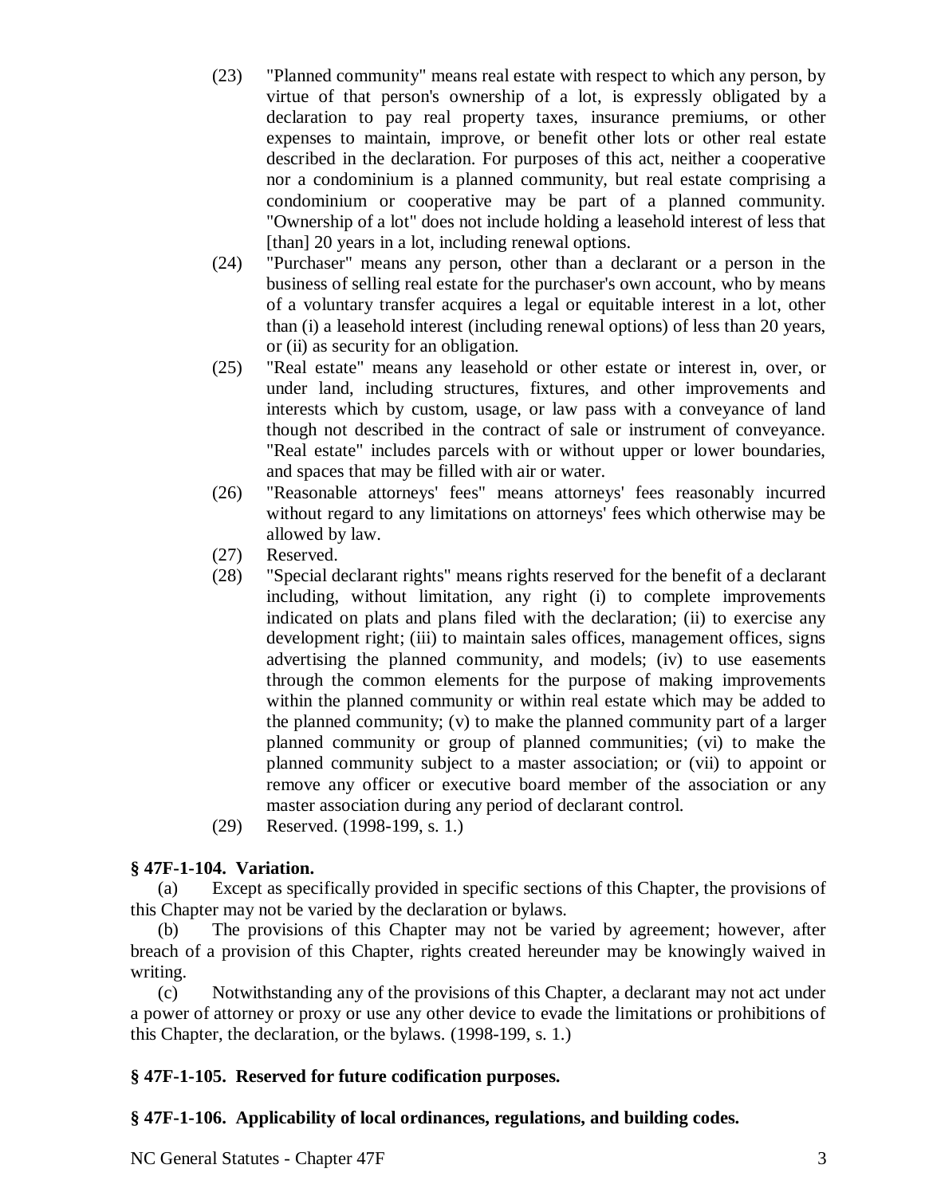(23) "Planned community" means real estate with respect to which any person, by virtue of that person's ownership of a lot, is expressly obligated by a declaration to pay real property taxes, insurance premiums, or other expenses to maintain, improve, or benefit other lots or other real estate described in the declaration. For purposes of this act, neither a cooperative nor a condominium is a planned community, but real estate comprising a condominium or cooperative may be part of a planned community. "Ownership of a lot" does not include holding a leasehold interest of less that [than] 20 years in a lot, including renewal options.

(24) "Purchaser" means any person, other than a declarant or a person in the business of selling real estate for the purchaser's own account, who by means of a voluntary transfer acquires a legal or equitable interest in a lot, other than (i) a leasehold interest (including renewal options) of less than 20 years, or (ii) as security for an obligation.

(25) "Real estate" means any leasehold or other estate or interest in, over, or under land, including structures, fixtures, and other improvements and interests which by custom, usage, or law pass with a conveyance of land though not described in the contract of sale or instrument of conveyance. "Real estate" includes parcels with or without upper or lower boundaries, and spaces that may be filled with air or water.

(26) "Reasonable attorneys' fees" means attorneys' fees reasonably incurred without regard to any limitations on attorneys' fees which otherwise may be allowed by law.

(27) Reserved.

(28) "Special declarant rights" means rights reserved for the benefit of a declarant including, without limitation, any right (i) to complete improvements indicated on plats and plans filed with the declaration; (ii) to exercise any development right; (iii) to maintain sales offices, management offices, signs advertising the planned community, and models; (iv) to use easements through the common elements for the purpose of making improvements within the planned community or within real estate which may be added to the planned community; (v) to make the planned community part of a larger planned community or group of planned communities; (vi) to make the planned community subject to a master association; or (vii) to appoint or remove any officer or executive board member of the association or any master association during any period of declarant control.

(29) Reserved. (1998-199, s. 1.)

**§ 47F-1-104. Variation.**

(a) Except as specifically provided in specific sections of this Chapter, the provisions of this Chapter may not be varied by the declaration or bylaws.

(b) The provisions of this Chapter may not be varied by agreement; however, after breach of a provision of this Chapter, rights created hereunder may be knowingly waived in writing.

(c) Notwithstanding any of the provisions of this Chapter, a declarant may not act under a power of attorney or proxy or use any other device to evade the limitations or prohibitions of this Chapter, the declaration, or the bylaws. (1998-199, s. 1.)

**§ 47F-1-105. Reserved for future codification purposes.**

**§ 47F-1-106. Applicability of local ordinances, regulations, and building codes.**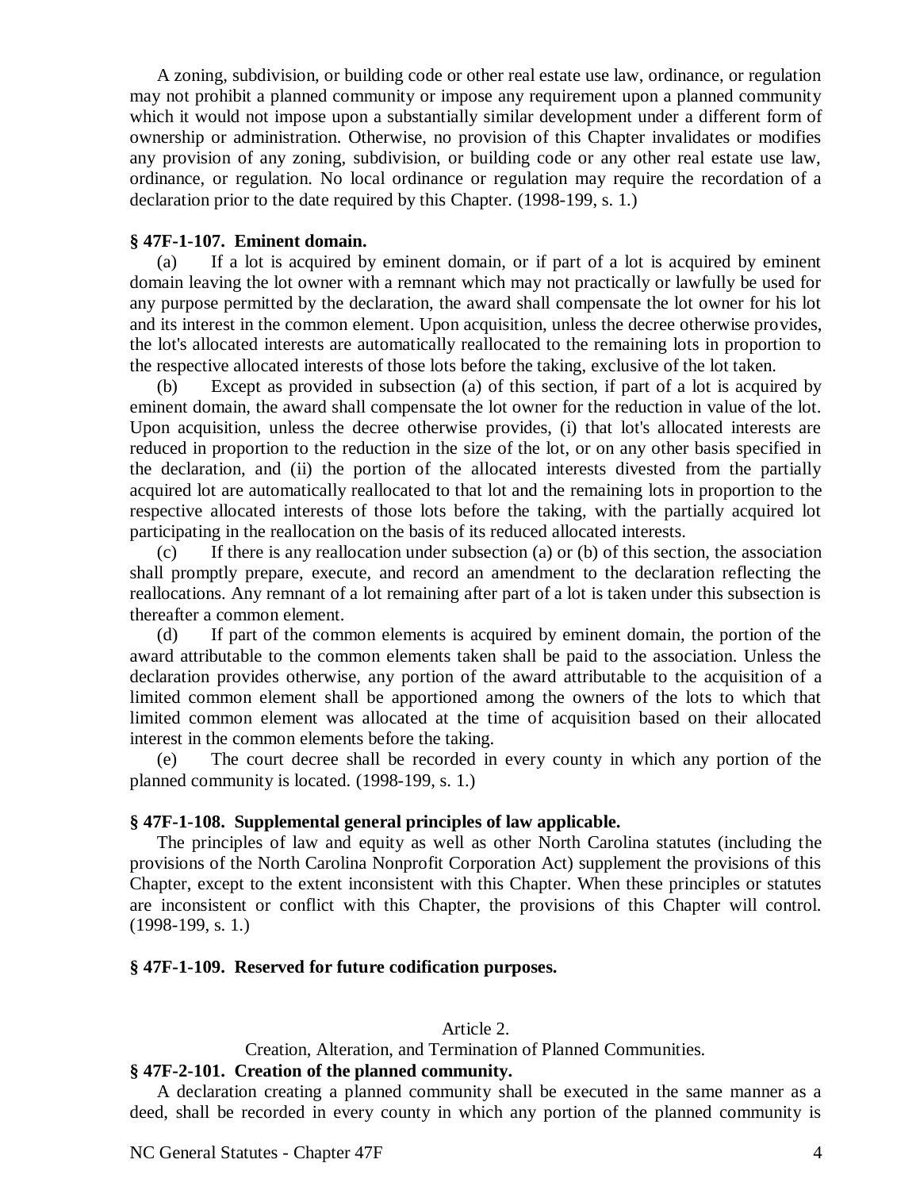A zoning, subdivision, or building code or other real estate use law, ordinance, or regulation may not prohibit a planned community or impose any requirement upon a planned community which it would not impose upon a substantially similar development under a different form of ownership or administration. Otherwise, no provision of this Chapter invalidates or modifies any provision of any zoning, subdivision, or building code or any other real estate use law, ordinance, or regulation. No local ordinance or regulation may require the recordation of a declaration prior to the date required by this Chapter. (1998-199, s. 1.)

**§ 47F-1-107. Eminent domain.**

(a) If a lot is acquired by eminent domain, or if part of a lot is acquired by eminent domain leaving the lot owner with a remnant which may not practically or lawfully be used for any purpose permitted by the declaration, the award shall compensate the lot owner for his lot and its interest in the common element. Upon acquisition, unless the decree otherwise provides, the lot's allocated interests are automatically reallocated to the remaining lots in proportion to the respective allocated interests of those lots before the taking, exclusive of the lot taken.

(b) Except as provided in subsection (a) of this section, if part of a lot is acquired by eminent domain, the award shall compensate the lot owner for the reduction in value of the lot. Upon acquisition, unless the decree otherwise provides, (i) that lot's allocated interests are reduced in proportion to the reduction in the size of the lot, or on any other basis specified in the declaration, and (ii) the portion of the allocated interests divested from the partially acquired lot are automatically reallocated to that lot and the remaining lots in proportion to the respective allocated interests of those lots before the taking, with the partially acquired lot participating in the reallocation on the basis of its reduced allocated interests.

(c) If there is any reallocation under subsection (a) or (b) of this section, the association shall promptly prepare, execute, and record an amendment to the declaration reflecting the reallocations. Any remnant of a lot remaining after part of a lot is taken under this subsection is thereafter a common element.

(d) If part of the common elements is acquired by eminent domain, the portion of the award attributable to the common elements taken shall be paid to the association. Unless the declaration provides otherwise, any portion of the award attributable to the acquisition of a limited common element shall be apportioned among the owners of the lots to which that limited common element was allocated at the time of acquisition based on their allocated interest in the common elements before the taking.

(e) The court decree shall be recorded in every county in which any portion of the planned community is located. (1998-199, s. 1.)

**§ 47F-1-108. Supplemental general principles of law applicable.**

The principles of law and equity as well as other North Carolina statutes (including the provisions of the North Carolina Nonprofit Corporation Act) supplement the provisions of this Chapter, except to the extent inconsistent with this Chapter. When these principles or statutes are inconsistent or conflict with this Chapter, the provisions of this Chapter will control. (1998-199, s. 1.)

**§ 47F-1-109. Reserved for future codification purposes.**

## Article 2.

## Creation, Alteration, and Termination of Planned Communities.

**§ 47F-2-101. Creation of the planned community.**

A declaration creating a planned community shall be executed in the same manner as a deed, shall be recorded in every county in which any portion of the planned community is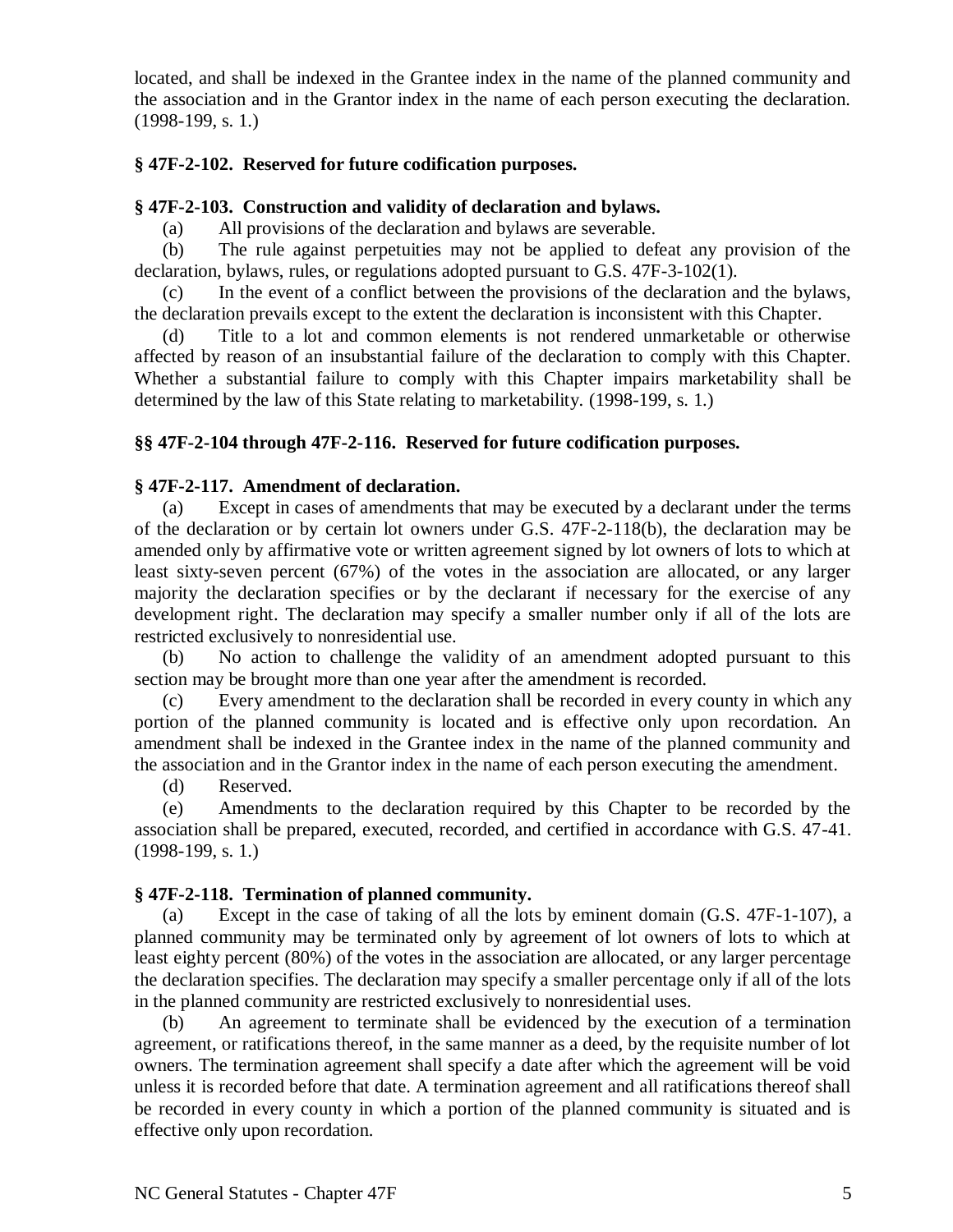located, and shall be indexed in the Grantee index in the name of the planned community and the association and in the Grantor index in the name of each person executing the declaration. (1998-199, s. 1.)

**§ 47F-2-102. Reserved for future codification purposes.**

**§ 47F-2-103. Construction and validity of declaration and bylaws.**

(a) All provisions of the declaration and bylaws are severable.

(b) The rule against perpetuities may not be applied to defeat any provision of the declaration, bylaws, rules, or regulations adopted pursuant to G.S. 47F-3-102(1).

(c) In the event of a conflict between the provisions of the declaration and the bylaws, the declaration prevails except to the extent the declaration is inconsistent with this Chapter.

(d) Title to a lot and common elements is not rendered unmarketable or otherwise affected by reason of an insubstantial failure of the declaration to comply with this Chapter. Whether a substantial failure to comply with this Chapter impairs marketability shall be determined by the law of this State relating to marketability. (1998-199, s. 1.)

**§§ 47F-2-104 through 47F-2-116. Reserved for future codification purposes.**

**§ 47F-2-117. Amendment of declaration.**

(a) Except in cases of amendments that may be executed by a declarant under the terms of the declaration or by certain lot owners under G.S. 47F-2-118(b), the declaration may be amended only by affirmative vote or written agreement signed by lot owners of lots to which at least sixty-seven percent (67%) of the votes in the association are allocated, or any larger majority the declaration specifies or by the declarant if necessary for the exercise of any development right. The declaration may specify a smaller number only if all of the lots are restricted exclusively to nonresidential use.

(b) No action to challenge the validity of an amendment adopted pursuant to this section may be brought more than one year after the amendment is recorded.

(c) Every amendment to the declaration shall be recorded in every county in which any portion of the planned community is located and is effective only upon recordation. An amendment shall be indexed in the Grantee index in the name of the planned community and the association and in the Grantor index in the name of each person executing the amendment.

(d) Reserved.

(e) Amendments to the declaration required by this Chapter to be recorded by the association shall be prepared, executed, recorded, and certified in accordance with G.S. 47-41. (1998-199, s. 1.)

**§ 47F-2-118. Termination of planned community.**

(a) Except in the case of taking of all the lots by eminent domain (G.S. 47F-1-107), a planned community may be terminated only by agreement of lot owners of lots to which at least eighty percent (80%) of the votes in the association are allocated, or any larger percentage the declaration specifies. The declaration may specify a smaller percentage only if all of the lots in the planned community are restricted exclusively to nonresidential uses.

(b) An agreement to terminate shall be evidenced by the execution of a termination agreement, or ratifications thereof, in the same manner as a deed, by the requisite number of lot owners. The termination agreement shall specify a date after which the agreement will be void unless it is recorded before that date. A termination agreement and all ratifications thereof shall be recorded in every county in which a portion of the planned community is situated and is effective only upon recordation.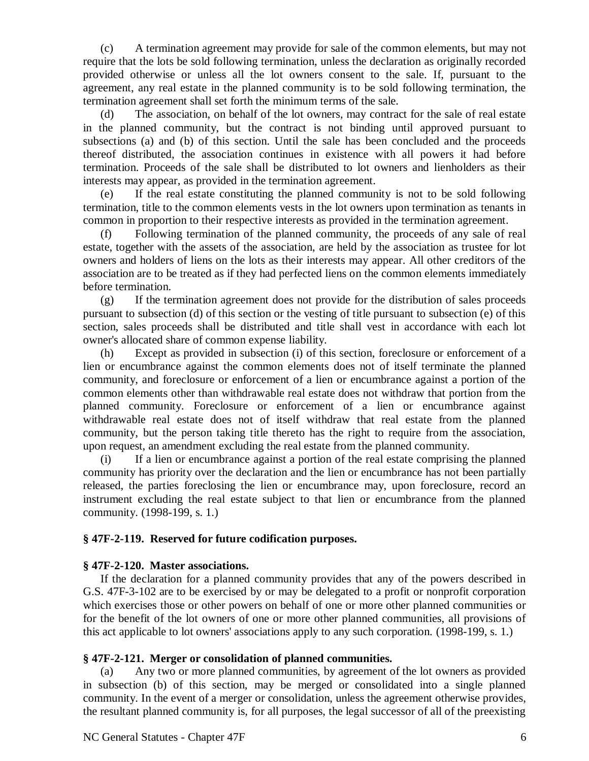(c) A termination agreement may provide for sale of the common elements, but may not require that the lots be sold following termination, unless the declaration as originally recorded provided otherwise or unless all the lot owners consent to the sale. If, pursuant to the agreement, any real estate in the planned community is to be sold following termination, the termination agreement shall set forth the minimum terms of the sale.

(d) The association, on behalf of the lot owners, may contract for the sale of real estate in the planned community, but the contract is not binding until approved pursuant to subsections (a) and (b) of this section. Until the sale has been concluded and the proceeds thereof distributed, the association continues in existence with all powers it had before termination. Proceeds of the sale shall be distributed to lot owners and lienholders as their interests may appear, as provided in the termination agreement.

(e) If the real estate constituting the planned community is not to be sold following termination, title to the common elements vests in the lot owners upon termination as tenants in common in proportion to their respective interests as provided in the termination agreement.

(f) Following termination of the planned community, the proceeds of any sale of real estate, together with the assets of the association, are held by the association as trustee for lot owners and holders of liens on the lots as their interests may appear. All other creditors of the association are to be treated as if they had perfected liens on the common elements immediately before termination.

(g) If the termination agreement does not provide for the distribution of sales proceeds pursuant to subsection (d) of this section or the vesting of title pursuant to subsection (e) of this section, sales proceeds shall be distributed and title shall vest in accordance with each lot owner's allocated share of common expense liability.

(h) Except as provided in subsection (i) of this section, foreclosure or enforcement of a lien or encumbrance against the common elements does not of itself terminate the planned community, and foreclosure or enforcement of a lien or encumbrance against a portion of the common elements other than withdrawable real estate does not withdraw that portion from the planned community. Foreclosure or enforcement of a lien or encumbrance against withdrawable real estate does not of itself withdraw that real estate from the planned community, but the person taking title thereto has the right to require from the association, upon request, an amendment excluding the real estate from the planned community.

(i) If a lien or encumbrance against a portion of the real estate comprising the planned community has priority over the declaration and the lien or encumbrance has not been partially released, the parties foreclosing the lien or encumbrance may, upon foreclosure, record an instrument excluding the real estate subject to that lien or encumbrance from the planned community. (1998-199, s. 1.)

**§ 47F-2-119. Reserved for future codification purposes.**

**§ 47F-2-120. Master associations.**

If the declaration for a planned community provides that any of the powers described in G.S. 47F-3-102 are to be exercised by or may be delegated to a profit or nonprofit corporation which exercises those or other powers on behalf of one or more other planned communities or for the benefit of the lot owners of one or more other planned communities, all provisions of this act applicable to lot owners' associations apply to any such corporation. (1998-199, s. 1.)

**§ 47F-2-121. Merger or consolidation of planned communities.**

(a) Any two or more planned communities, by agreement of the lot owners as provided in subsection (b) of this section, may be merged or consolidated into a single planned community. In the event of a merger or consolidation, unless the agreement otherwise provides, the resultant planned community is, for all purposes, the legal successor of all of the preexisting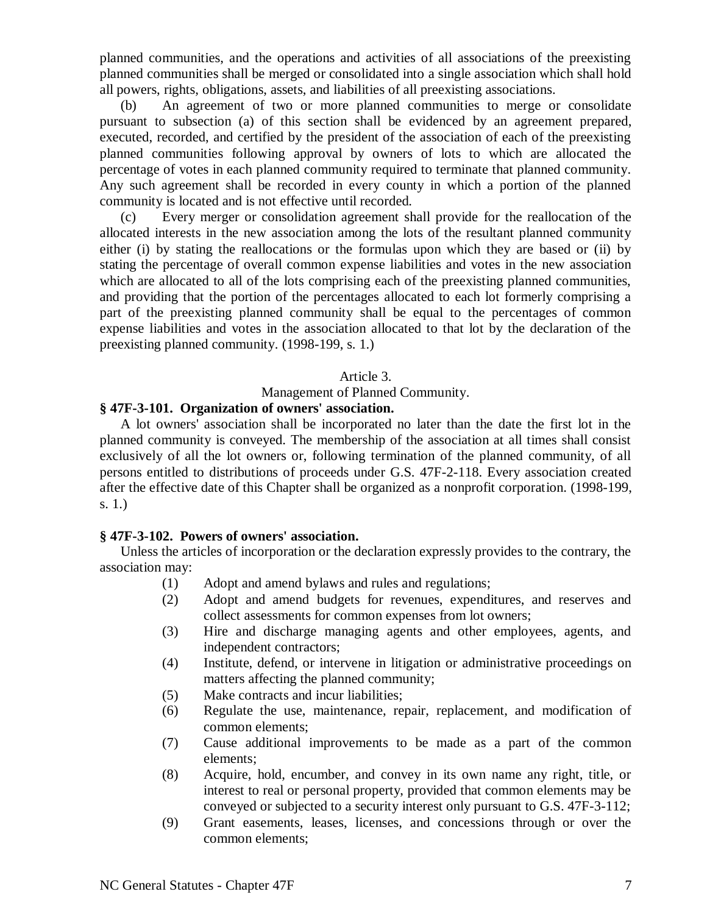planned communities, and the operations and activities of all associations of the preexisting planned communities shall be merged or consolidated into a single association which shall hold all powers, rights, obligations, assets, and liabilities of all preexisting associations.

(b) An agreement of two or more planned communities to merge or consolidate pursuant to subsection (a) of this section shall be evidenced by an agreement prepared, executed, recorded, and certified by the president of the association of each of the preexisting planned communities following approval by owners of lots to which are allocated the percentage of votes in each planned community required to terminate that planned community. Any such agreement shall be recorded in every county in which a portion of the planned community is located and is not effective until recorded.

(c) Every merger or consolidation agreement shall provide for the reallocation of the allocated interests in the new association among the lots of the resultant planned community either (i) by stating the reallocations or the formulas upon which they are based or (ii) by stating the percentage of overall common expense liabilities and votes in the new association which are allocated to all of the lots comprising each of the preexisting planned communities, and providing that the portion of the percentages allocated to each lot formerly comprising a part of the preexisting planned community shall be equal to the percentages of common expense liabilities and votes in the association allocated to that lot by the declaration of the preexisting planned community. (1998-199, s. 1.)

## Article 3.
## Management of Planned Community.

**§ 47F-3-101. Organization of owners' association.**

A lot owners' association shall be incorporated no later than the date the first lot in the planned community is conveyed. The membership of the association at all times shall consist exclusively of all the lot owners or, following termination of the planned community, of all persons entitled to distributions of proceeds under G.S. 47F-2-118. Every association created after the effective date of this Chapter shall be organized as a nonprofit corporation. (1998-199, s. 1.)

**§ 47F-3-102. Powers of owners' association.**

Unless the articles of incorporation or the declaration expressly provides to the contrary, the association may:

(1) Adopt and amend bylaws and rules and regulations;

(2) Adopt and amend budgets for revenues, expenditures, and reserves and collect assessments for common expenses from lot owners;

(3) Hire and discharge managing agents and other employees, agents, and independent contractors;

(4) Institute, defend, or intervene in litigation or administrative proceedings on matters affecting the planned community;

(5) Make contracts and incur liabilities;

(6) Regulate the use, maintenance, repair, replacement, and modification of common elements;

(7) Cause additional improvements to be made as a part of the common elements;

(8) Acquire, hold, encumber, and convey in its own name any right, title, or interest to real or personal property, provided that common elements may be conveyed or subjected to a security interest only pursuant to G.S. 47F-3-112;

(9) Grant easements, leases, licenses, and concessions through or over the common elements;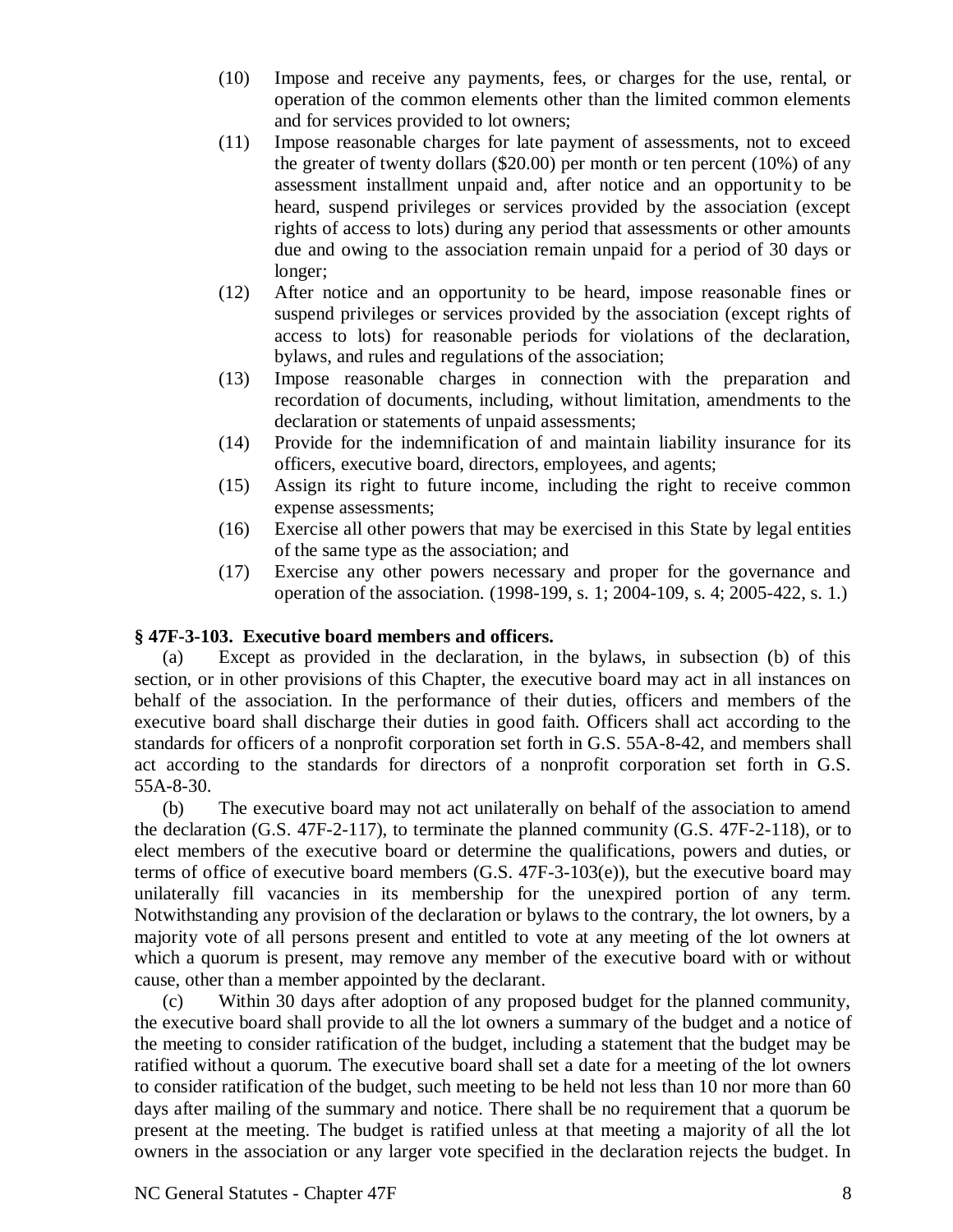(10) Impose and receive any payments, fees, or charges for the use, rental, or operation of the common elements other than the limited common elements and for services provided to lot owners;

(11) Impose reasonable charges for late payment of assessments, not to exceed the greater of twenty dollars ($20.00) per month or ten percent (10%) of any assessment installment unpaid and, after notice and an opportunity to be heard, suspend privileges or services provided by the association (except rights of access to lots) during any period that assessments or other amounts due and owing to the association remain unpaid for a period of 30 days or longer;

(12) After notice and an opportunity to be heard, impose reasonable fines or suspend privileges or services provided by the association (except rights of access to lots) for reasonable periods for violations of the declaration, bylaws, and rules and regulations of the association;

(13) Impose reasonable charges in connection with the preparation and recordation of documents, including, without limitation, amendments to the declaration or statements of unpaid assessments;

(14) Provide for the indemnification of and maintain liability insurance for its officers, executive board, directors, employees, and agents;

(15) Assign its right to future income, including the right to receive common expense assessments;

(16) Exercise all other powers that may be exercised in this State by legal entities of the same type as the association; and

(17) Exercise any other powers necessary and proper for the governance and operation of the association. (1998-199, s. 1; 2004-109, s. 4; 2005-422, s. 1.)

**§ 47F-3-103. Executive board members and officers.**

(a) Except as provided in the declaration, in the bylaws, in subsection (b) of this section, or in other provisions of this Chapter, the executive board may act in all instances on behalf of the association. In the performance of their duties, officers and members of the executive board shall discharge their duties in good faith. Officers shall act according to the standards for officers of a nonprofit corporation set forth in G.S. 55A-8-42, and members shall act according to the standards for directors of a nonprofit corporation set forth in G.S. 55A-8-30.

(b) The executive board may not act unilaterally on behalf of the association to amend the declaration (G.S. 47F-2-117), to terminate the planned community (G.S. 47F-2-118), or to elect members of the executive board or determine the qualifications, powers and duties, or terms of office of executive board members (G.S. 47F-3-103(e)), but the executive board may unilaterally fill vacancies in its membership for the unexpired portion of any term. Notwithstanding any provision of the declaration or bylaws to the contrary, the lot owners, by a majority vote of all persons present and entitled to vote at any meeting of the lot owners at which a quorum is present, may remove any member of the executive board with or without cause, other than a member appointed by the declarant.

(c) Within 30 days after adoption of any proposed budget for the planned community, the executive board shall provide to all the lot owners a summary of the budget and a notice of the meeting to consider ratification of the budget, including a statement that the budget may be ratified without a quorum. The executive board shall set a date for a meeting of the lot owners to consider ratification of the budget, such meeting to be held not less than 10 nor more than 60 days after mailing of the summary and notice. There shall be no requirement that a quorum be present at the meeting. The budget is ratified unless at that meeting a majority of all the lot owners in the association or any larger vote specified in the declaration rejects the budget. In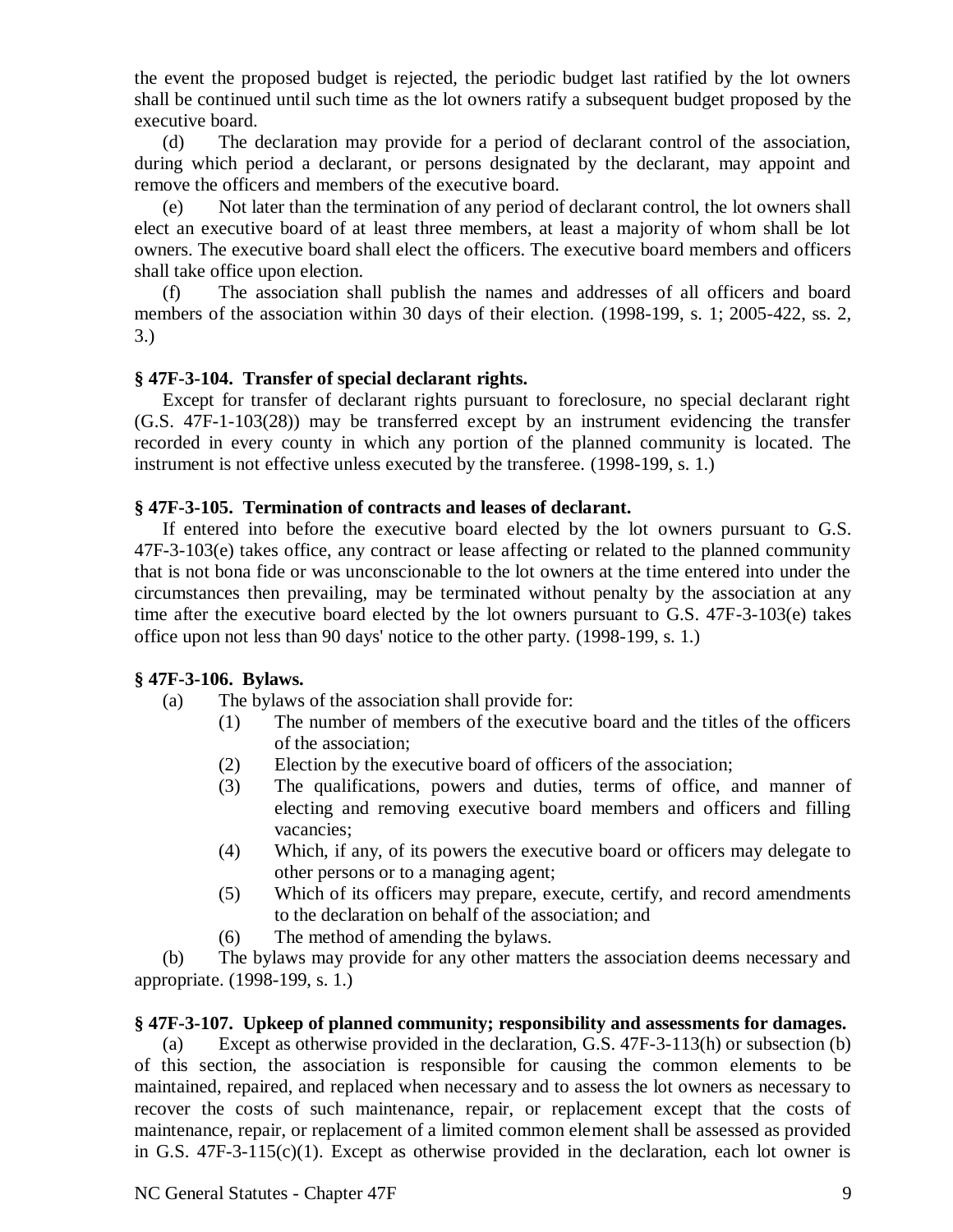the event the proposed budget is rejected, the periodic budget last ratified by the lot owners shall be continued until such time as the lot owners ratify a subsequent budget proposed by the executive board.

(d) The declaration may provide for a period of declarant control of the association, during which period a declarant, or persons designated by the declarant, may appoint and remove the officers and members of the executive board.

(e) Not later than the termination of any period of declarant control, the lot owners shall elect an executive board of at least three members, at least a majority of whom shall be lot owners. The executive board shall elect the officers. The executive board members and officers shall take office upon election.

(f) The association shall publish the names and addresses of all officers and board members of the association within 30 days of their election. (1998-199, s. 1; 2005-422, ss. 2, 3.)

**§ 47F-3-104. Transfer of special declarant rights.**

Except for transfer of declarant rights pursuant to foreclosure, no special declarant right (G.S. 47F-1-103(28)) may be transferred except by an instrument evidencing the transfer recorded in every county in which any portion of the planned community is located. The instrument is not effective unless executed by the transferee. (1998-199, s. 1.)

**§ 47F-3-105. Termination of contracts and leases of declarant.**

If entered into before the executive board elected by the lot owners pursuant to G.S. 47F-3-103(e) takes office, any contract or lease affecting or related to the planned community that is not bona fide or was unconscionable to the lot owners at the time entered into under the circumstances then prevailing, may be terminated without penalty by the association at any time after the executive board elected by the lot owners pursuant to G.S. 47F-3-103(e) takes office upon not less than 90 days' notice to the other party. (1998-199, s. 1.)

**§ 47F-3-106. Bylaws.**

(a) The bylaws of the association shall provide for:

(1) The number of members of the executive board and the titles of the officers of the association;

(2) Election by the executive board of officers of the association;

(3) The qualifications, powers and duties, terms of office, and manner of electing and removing executive board members and officers and filling vacancies;

(4) Which, if any, of its powers the executive board or officers may delegate to other persons or to a managing agent;

(5) Which of its officers may prepare, execute, certify, and record amendments to the declaration on behalf of the association; and

(6) The method of amending the bylaws.

(b) The bylaws may provide for any other matters the association deems necessary and appropriate. (1998-199, s. 1.)

**§ 47F-3-107. Upkeep of planned community; responsibility and assessments for damages.**

(a) Except as otherwise provided in the declaration, G.S. 47F-3-113(h) or subsection (b) of this section, the association is responsible for causing the common elements to be maintained, repaired, and replaced when necessary and to assess the lot owners as necessary to recover the costs of such maintenance, repair, or replacement except that the costs of maintenance, repair, or replacement of a limited common element shall be assessed as provided in G.S. 47F-3-115(c)(1). Except as otherwise provided in the declaration, each lot owner is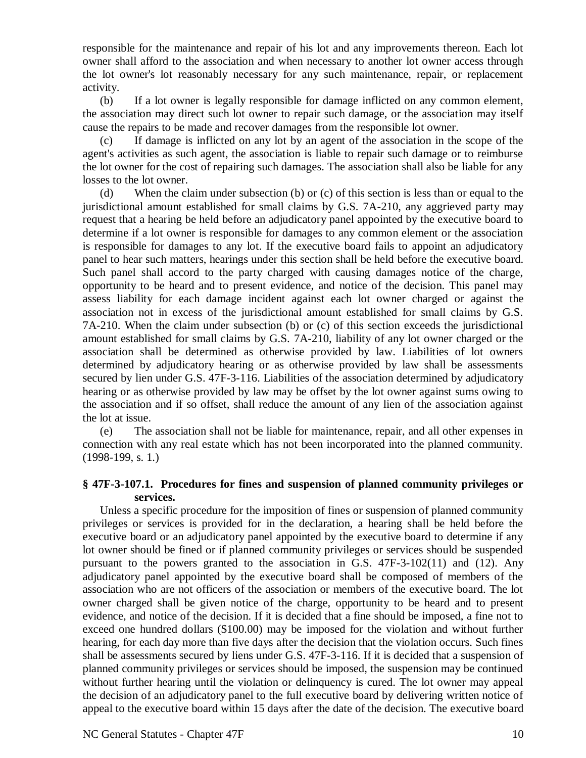responsible for the maintenance and repair of his lot and any improvements thereon. Each lot owner shall afford to the association and when necessary to another lot owner access through the lot owner's lot reasonably necessary for any such maintenance, repair, or replacement activity.

(b) If a lot owner is legally responsible for damage inflicted on any common element, the association may direct such lot owner to repair such damage, or the association may itself cause the repairs to be made and recover damages from the responsible lot owner.

(c) If damage is inflicted on any lot by an agent of the association in the scope of the agent's activities as such agent, the association is liable to repair such damage or to reimburse the lot owner for the cost of repairing such damages. The association shall also be liable for any losses to the lot owner.

(d) When the claim under subsection (b) or (c) of this section is less than or equal to the jurisdictional amount established for small claims by G.S. 7A-210, any aggrieved party may request that a hearing be held before an adjudicatory panel appointed by the executive board to determine if a lot owner is responsible for damages to any common element or the association is responsible for damages to any lot. If the executive board fails to appoint an adjudicatory panel to hear such matters, hearings under this section shall be held before the executive board. Such panel shall accord to the party charged with causing damages notice of the charge, opportunity to be heard and to present evidence, and notice of the decision. This panel may assess liability for each damage incident against each lot owner charged or against the association not in excess of the jurisdictional amount established for small claims by G.S. 7A-210. When the claim under subsection (b) or (c) of this section exceeds the jurisdictional amount established for small claims by G.S. 7A-210, liability of any lot owner charged or the association shall be determined as otherwise provided by law. Liabilities of lot owners determined by adjudicatory hearing or as otherwise provided by law shall be assessments secured by lien under G.S. 47F-3-116. Liabilities of the association determined by adjudicatory hearing or as otherwise provided by law may be offset by the lot owner against sums owing to the association and if so offset, shall reduce the amount of any lien of the association against the lot at issue.

(e) The association shall not be liable for maintenance, repair, and all other expenses in connection with any real estate which has not been incorporated into the planned community. (1998-199, s. 1.)

### § 47F-3-107.1. Procedures for fines and suspension of planned community privileges or services.

Unless a specific procedure for the imposition of fines or suspension of planned community privileges or services is provided for in the declaration, a hearing shall be held before the executive board or an adjudicatory panel appointed by the executive board to determine if any lot owner should be fined or if planned community privileges or services should be suspended pursuant to the powers granted to the association in G.S. 47F-3-102(11) and (12). Any adjudicatory panel appointed by the executive board shall be composed of members of the association who are not officers of the association or members of the executive board. The lot owner charged shall be given notice of the charge, opportunity to be heard and to present evidence, and notice of the decision. If it is decided that a fine should be imposed, a fine not to exceed one hundred dollars ($100.00) may be imposed for the violation and without further hearing, for each day more than five days after the decision that the violation occurs. Such fines shall be assessments secured by liens under G.S. 47F-3-116. If it is decided that a suspension of planned community privileges or services should be imposed, the suspension may be continued without further hearing until the violation or delinquency is cured. The lot owner may appeal the decision of an adjudicatory panel to the full executive board by delivering written notice of appeal to the executive board within 15 days after the date of the decision. The executive board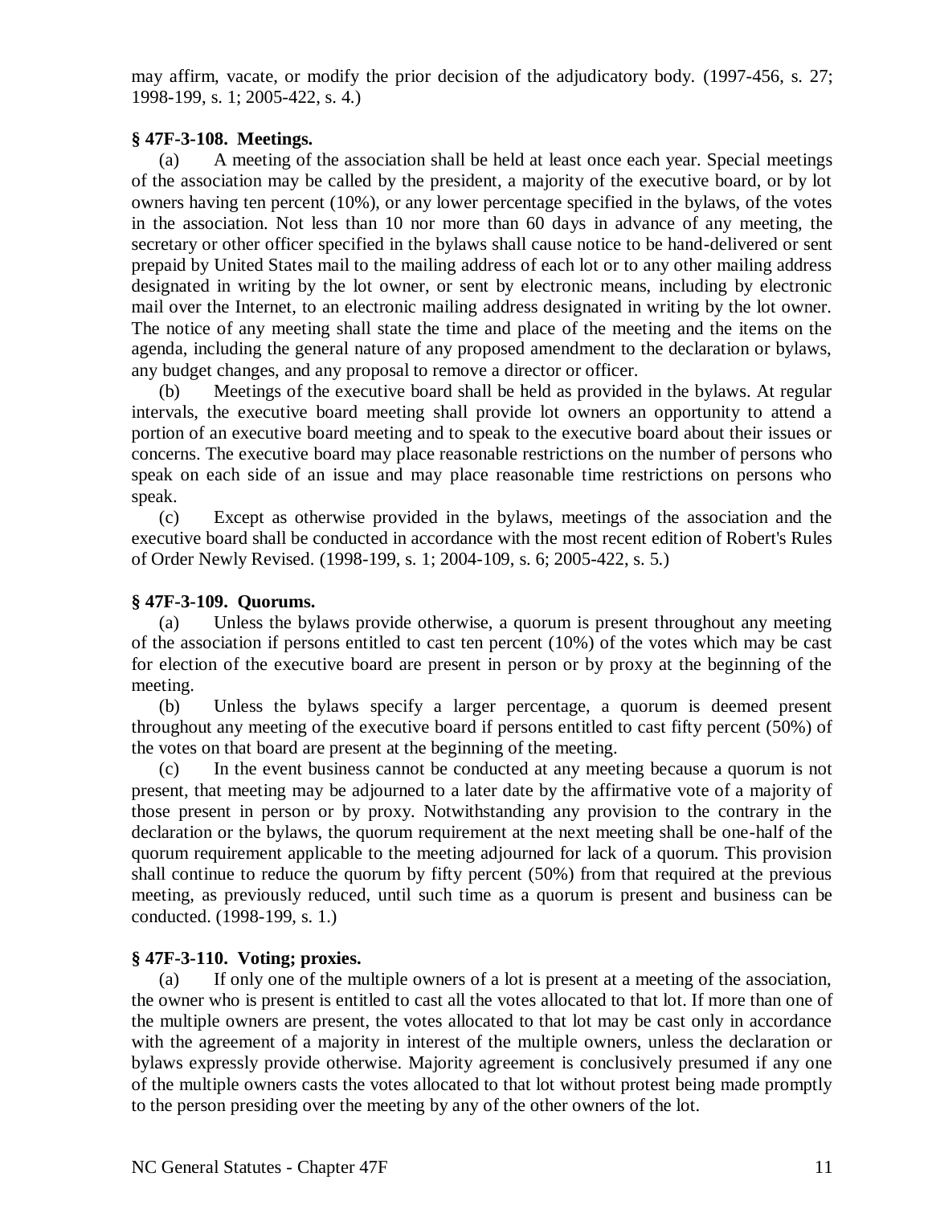may affirm, vacate, or modify the prior decision of the adjudicatory body. (1997-456, s. 27; 1998-199, s. 1; 2005-422, s. 4.)

**§ 47F-3-108. Meetings.**

(a) A meeting of the association shall be held at least once each year. Special meetings of the association may be called by the president, a majority of the executive board, or by lot owners having ten percent (10%), or any lower percentage specified in the bylaws, of the votes in the association. Not less than 10 nor more than 60 days in advance of any meeting, the secretary or other officer specified in the bylaws shall cause notice to be hand-delivered or sent prepaid by United States mail to the mailing address of each lot or to any other mailing address designated in writing by the lot owner, or sent by electronic means, including by electronic mail over the Internet, to an electronic mailing address designated in writing by the lot owner. The notice of any meeting shall state the time and place of the meeting and the items on the agenda, including the general nature of any proposed amendment to the declaration or bylaws, any budget changes, and any proposal to remove a director or officer.

(b) Meetings of the executive board shall be held as provided in the bylaws. At regular intervals, the executive board meeting shall provide lot owners an opportunity to attend a portion of an executive board meeting and to speak to the executive board about their issues or concerns. The executive board may place reasonable restrictions on the number of persons who speak on each side of an issue and may place reasonable time restrictions on persons who speak.

(c) Except as otherwise provided in the bylaws, meetings of the association and the executive board shall be conducted in accordance with the most recent edition of Robert's Rules of Order Newly Revised. (1998-199, s. 1; 2004-109, s. 6; 2005-422, s. 5.)

**§ 47F-3-109. Quorums.**

(a) Unless the bylaws provide otherwise, a quorum is present throughout any meeting of the association if persons entitled to cast ten percent (10%) of the votes which may be cast for election of the executive board are present in person or by proxy at the beginning of the meeting.

(b) Unless the bylaws specify a larger percentage, a quorum is deemed present throughout any meeting of the executive board if persons entitled to cast fifty percent (50%) of the votes on that board are present at the beginning of the meeting.

(c) In the event business cannot be conducted at any meeting because a quorum is not present, that meeting may be adjourned to a later date by the affirmative vote of a majority of those present in person or by proxy. Notwithstanding any provision to the contrary in the declaration or the bylaws, the quorum requirement at the next meeting shall be one-half of the quorum requirement applicable to the meeting adjourned for lack of a quorum. This provision shall continue to reduce the quorum by fifty percent (50%) from that required at the previous meeting, as previously reduced, until such time as a quorum is present and business can be conducted. (1998-199, s. 1.)

**§ 47F-3-110. Voting; proxies.**

(a) If only one of the multiple owners of a lot is present at a meeting of the association, the owner who is present is entitled to cast all the votes allocated to that lot. If more than one of the multiple owners are present, the votes allocated to that lot may be cast only in accordance with the agreement of a majority in interest of the multiple owners, unless the declaration or bylaws expressly provide otherwise. Majority agreement is conclusively presumed if any one of the multiple owners casts the votes allocated to that lot without protest being made promptly to the person presiding over the meeting by any of the other owners of the lot.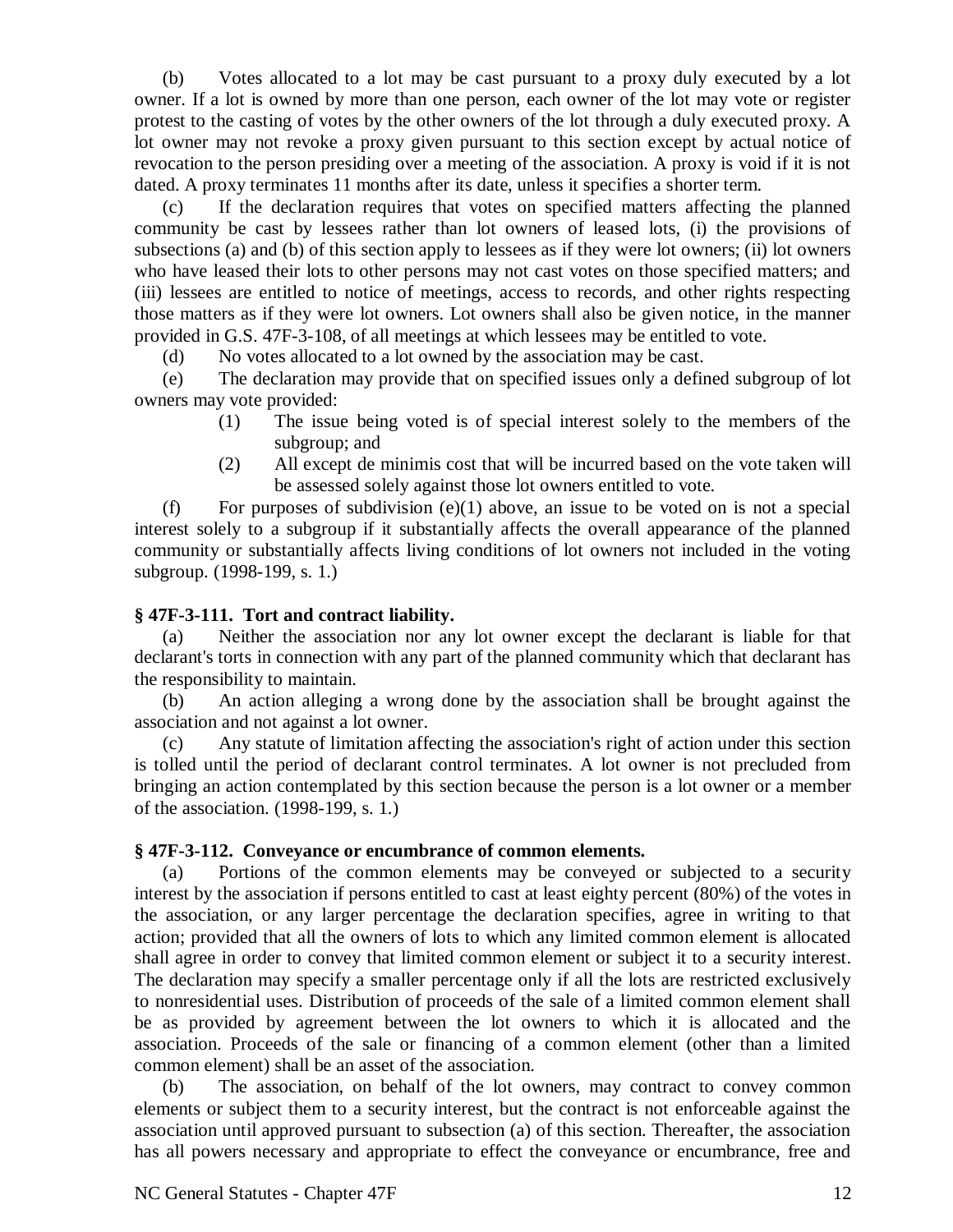(b) Votes allocated to a lot may be cast pursuant to a proxy duly executed by a lot owner. If a lot is owned by more than one person, each owner of the lot may vote or register protest to the casting of votes by the other owners of the lot through a duly executed proxy. A lot owner may not revoke a proxy given pursuant to this section except by actual notice of revocation to the person presiding over a meeting of the association. A proxy is void if it is not dated. A proxy terminates 11 months after its date, unless it specifies a shorter term.

(c) If the declaration requires that votes on specified matters affecting the planned community be cast by lessees rather than lot owners of leased lots, (i) the provisions of subsections (a) and (b) of this section apply to lessees as if they were lot owners; (ii) lot owners who have leased their lots to other persons may not cast votes on those specified matters; and (iii) lessees are entitled to notice of meetings, access to records, and other rights respecting those matters as if they were lot owners. Lot owners shall also be given notice, in the manner provided in G.S. 47F-3-108, of all meetings at which lessees may be entitled to vote.

(d) No votes allocated to a lot owned by the association may be cast.

(e) The declaration may provide that on specified issues only a defined subgroup of lot owners may vote provided:

- (1) The issue being voted is of special interest solely to the members of the subgroup; and
- (2) All except de minimis cost that will be incurred based on the vote taken will be assessed solely against those lot owners entitled to vote.

(f) For purposes of subdivision (e)(1) above, an issue to be voted on is not a special interest solely to a subgroup if it substantially affects the overall appearance of the planned community or substantially affects living conditions of lot owners not included in the voting subgroup. (1998-199, s. 1.)

### § 47F-3-111. Tort and contract liability.

(a) Neither the association nor any lot owner except the declarant is liable for that declarant's torts in connection with any part of the planned community which that declarant has the responsibility to maintain.

(b) An action alleging a wrong done by the association shall be brought against the association and not against a lot owner.

(c) Any statute of limitation affecting the association's right of action under this section is tolled until the period of declarant control terminates. A lot owner is not precluded from bringing an action contemplated by this section because the person is a lot owner or a member of the association. (1998-199, s. 1.)

### § 47F-3-112. Conveyance or encumbrance of common elements.

(a) Portions of the common elements may be conveyed or subjected to a security interest by the association if persons entitled to cast at least eighty percent (80%) of the votes in the association, or any larger percentage the declaration specifies, agree in writing to that action; provided that all the owners of lots to which any limited common element is allocated shall agree in order to convey that limited common element or subject it to a security interest. The declaration may specify a smaller percentage only if all the lots are restricted exclusively to nonresidential uses. Distribution of proceeds of the sale of a limited common element shall be as provided by agreement between the lot owners to which it is allocated and the association. Proceeds of the sale or financing of a common element (other than a limited common element) shall be an asset of the association.

(b) The association, on behalf of the lot owners, may contract to convey common elements or subject them to a security interest, but the contract is not enforceable against the association until approved pursuant to subsection (a) of this section. Thereafter, the association has all powers necessary and appropriate to effect the conveyance or encumbrance, free and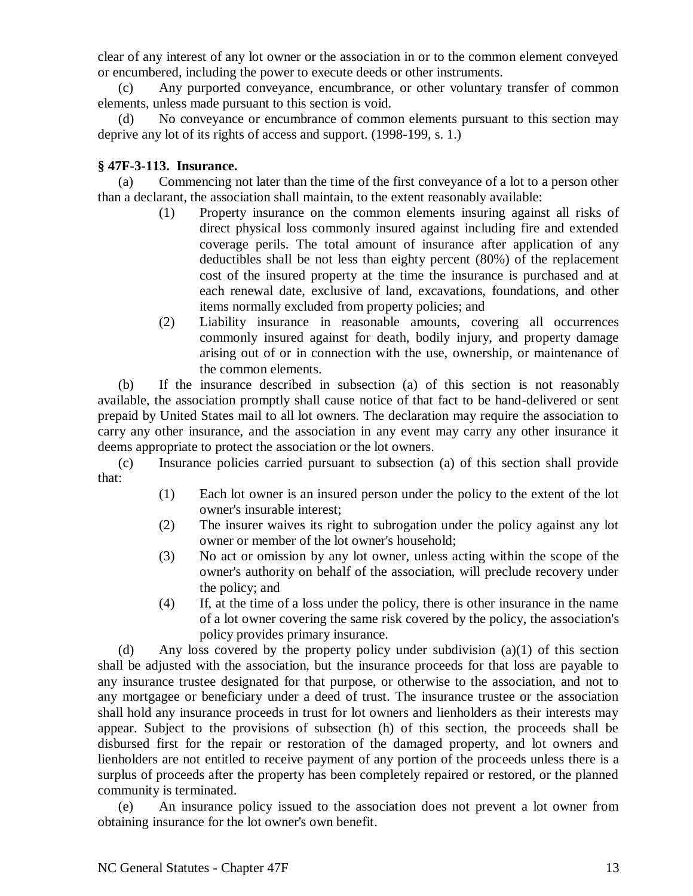clear of any interest of any lot owner or the association in or to the common element conveyed or encumbered, including the power to execute deeds or other instruments.

(c) Any purported conveyance, encumbrance, or other voluntary transfer of common elements, unless made pursuant to this section is void.

(d) No conveyance or encumbrance of common elements pursuant to this section may deprive any lot of its rights of access and support. (1998-199, s. 1.)

### § 47F-3-113. Insurance.

(a) Commencing not later than the time of the first conveyance of a lot to a person other than a declarant, the association shall maintain, to the extent reasonably available:

(1) Property insurance on the common elements insuring against all risks of direct physical loss commonly insured against including fire and extended coverage perils. The total amount of insurance after application of any deductibles shall be not less than eighty percent (80%) of the replacement cost of the insured property at the time the insurance is purchased and at each renewal date, exclusive of land, excavations, foundations, and other items normally excluded from property policies; and

(2) Liability insurance in reasonable amounts, covering all occurrences commonly insured against for death, bodily injury, and property damage arising out of or in connection with the use, ownership, or maintenance of the common elements.

(b) If the insurance described in subsection (a) of this section is not reasonably available, the association promptly shall cause notice of that fact to be hand-delivered or sent prepaid by United States mail to all lot owners. The declaration may require the association to carry any other insurance, and the association in any event may carry any other insurance it deems appropriate to protect the association or the lot owners.

(c) Insurance policies carried pursuant to subsection (a) of this section shall provide that:

(1) Each lot owner is an insured person under the policy to the extent of the lot owner's insurable interest;

(2) The insurer waives its right to subrogation under the policy against any lot owner or member of the lot owner's household;

(3) No act or omission by any lot owner, unless acting within the scope of the owner's authority on behalf of the association, will preclude recovery under the policy; and

(4) If, at the time of a loss under the policy, there is other insurance in the name of a lot owner covering the same risk covered by the policy, the association's policy provides primary insurance.

(d) Any loss covered by the property policy under subdivision (a)(1) of this section shall be adjusted with the association, but the insurance proceeds for that loss are payable to any insurance trustee designated for that purpose, or otherwise to the association, and not to any mortgagee or beneficiary under a deed of trust. The insurance trustee or the association shall hold any insurance proceeds in trust for lot owners and lienholders as their interests may appear. Subject to the provisions of subsection (h) of this section, the proceeds shall be disbursed first for the repair or restoration of the damaged property, and lot owners and lienholders are not entitled to receive payment of any portion of the proceeds unless there is a surplus of proceeds after the property has been completely repaired or restored, or the planned community is terminated.

(e) An insurance policy issued to the association does not prevent a lot owner from obtaining insurance for the lot owner's own benefit.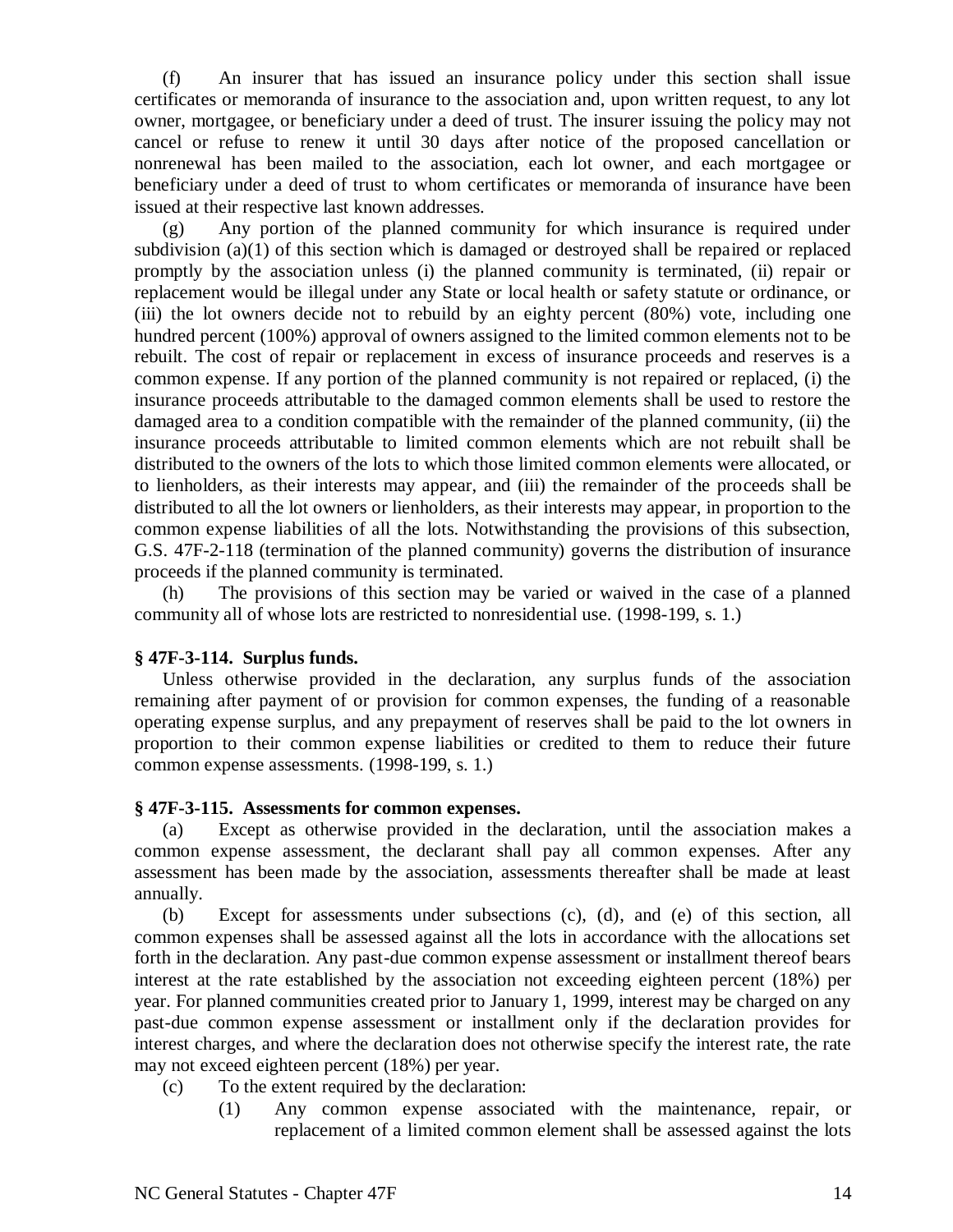(f) An insurer that has issued an insurance policy under this section shall issue certificates or memoranda of insurance to the association and, upon written request, to any lot owner, mortgagee, or beneficiary under a deed of trust. The insurer issuing the policy may not cancel or refuse to renew it until 30 days after notice of the proposed cancellation or nonrenewal has been mailed to the association, each lot owner, and each mortgagee or beneficiary under a deed of trust to whom certificates or memoranda of insurance have been issued at their respective last known addresses.

(g) Any portion of the planned community for which insurance is required under subdivision (a)(1) of this section which is damaged or destroyed shall be repaired or replaced promptly by the association unless (i) the planned community is terminated, (ii) repair or replacement would be illegal under any State or local health or safety statute or ordinance, or (iii) the lot owners decide not to rebuild by an eighty percent (80%) vote, including one hundred percent (100%) approval of owners assigned to the limited common elements not to be rebuilt. The cost of repair or replacement in excess of insurance proceeds and reserves is a common expense. If any portion of the planned community is not repaired or replaced, (i) the insurance proceeds attributable to the damaged common elements shall be used to restore the damaged area to a condition compatible with the remainder of the planned community, (ii) the insurance proceeds attributable to limited common elements which are not rebuilt shall be distributed to the owners of the lots to which those limited common elements were allocated, or to lienholders, as their interests may appear, and (iii) the remainder of the proceeds shall be distributed to all the lot owners or lienholders, as their interests may appear, in proportion to the common expense liabilities of all the lots. Notwithstanding the provisions of this subsection, G.S. 47F-2-118 (termination of the planned community) governs the distribution of insurance proceeds if the planned community is terminated.

(h) The provisions of this section may be varied or waived in the case of a planned community all of whose lots are restricted to nonresidential use. (1998-199, s. 1.)

**§ 47F-3-114. Surplus funds.**

Unless otherwise provided in the declaration, any surplus funds of the association remaining after payment of or provision for common expenses, the funding of a reasonable operating expense surplus, and any prepayment of reserves shall be paid to the lot owners in proportion to their common expense liabilities or credited to them to reduce their future common expense assessments. (1998-199, s. 1.)

**§ 47F-3-115. Assessments for common expenses.**

(a) Except as otherwise provided in the declaration, until the association makes a common expense assessment, the declarant shall pay all common expenses. After any assessment has been made by the association, assessments thereafter shall be made at least annually.

(b) Except for assessments under subsections (c), (d), and (e) of this section, all common expenses shall be assessed against all the lots in accordance with the allocations set forth in the declaration. Any past-due common expense assessment or installment thereof bears interest at the rate established by the association not exceeding eighteen percent (18%) per year. For planned communities created prior to January 1, 1999, interest may be charged on any past-due common expense assessment or installment only if the declaration provides for interest charges, and where the declaration does not otherwise specify the interest rate, the rate may not exceed eighteen percent (18%) per year.

(c) To the extent required by the declaration:

(1) Any common expense associated with the maintenance, repair, or replacement of a limited common element shall be assessed against the lots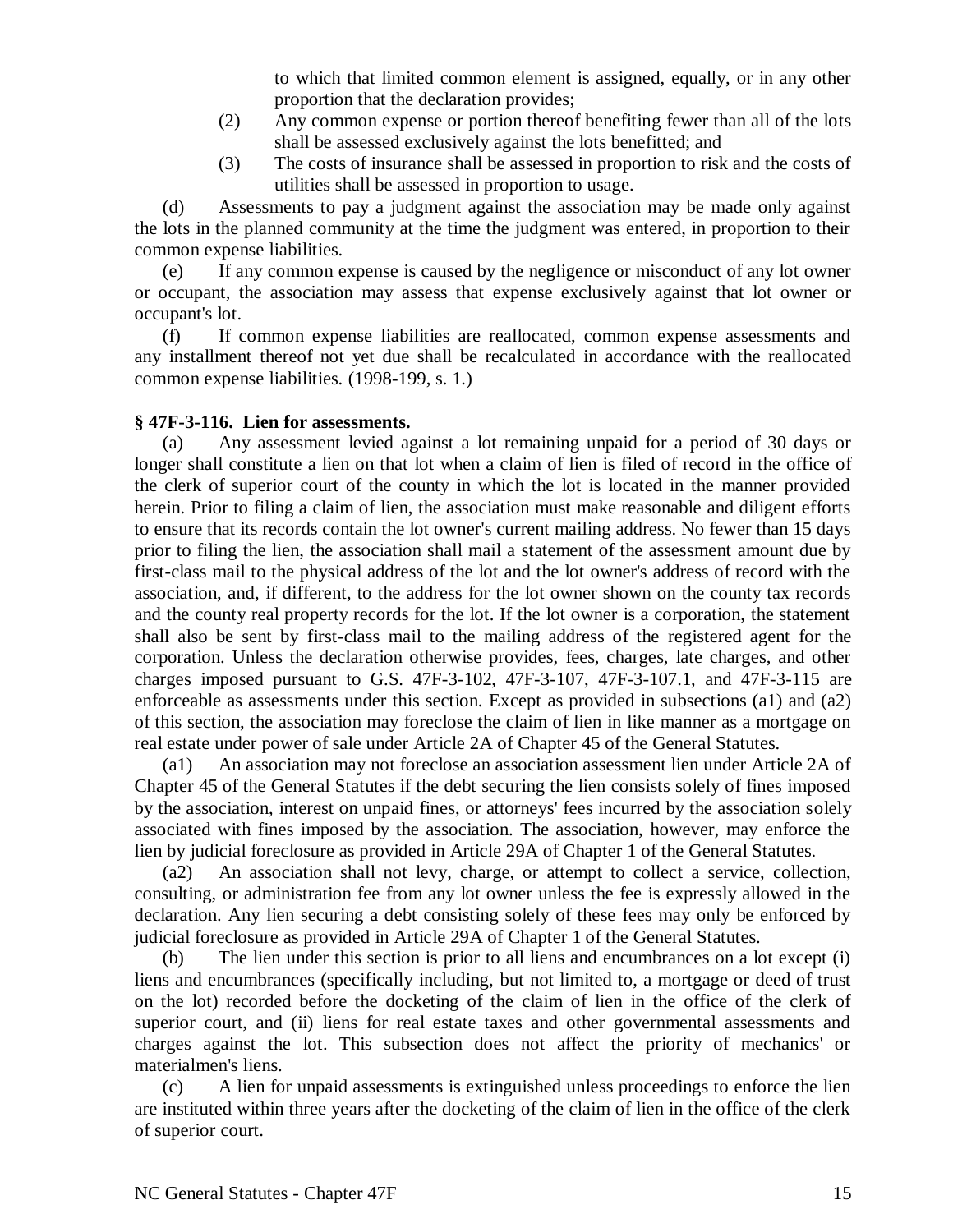to which that limited common element is assigned, equally, or in any other proportion that the declaration provides;

(2) Any common expense or portion thereof benefiting fewer than all of the lots shall be assessed exclusively against the lots benefitted; and

(3) The costs of insurance shall be assessed in proportion to risk and the costs of utilities shall be assessed in proportion to usage.

(d) Assessments to pay a judgment against the association may be made only against the lots in the planned community at the time the judgment was entered, in proportion to their common expense liabilities.

(e) If any common expense is caused by the negligence or misconduct of any lot owner or occupant, the association may assess that expense exclusively against that lot owner or occupant's lot.

(f) If common expense liabilities are reallocated, common expense assessments and any installment thereof not yet due shall be recalculated in accordance with the reallocated common expense liabilities. (1998-199, s. 1.)

**§ 47F-3-116. Lien for assessments.**

(a) Any assessment levied against a lot remaining unpaid for a period of 30 days or longer shall constitute a lien on that lot when a claim of lien is filed of record in the office of the clerk of superior court of the county in which the lot is located in the manner provided herein. Prior to filing a claim of lien, the association must make reasonable and diligent efforts to ensure that its records contain the lot owner's current mailing address. No fewer than 15 days prior to filing the lien, the association shall mail a statement of the assessment amount due by first-class mail to the physical address of the lot and the lot owner's address of record with the association, and, if different, to the address for the lot owner shown on the county tax records and the county real property records for the lot. If the lot owner is a corporation, the statement shall also be sent by first-class mail to the mailing address of the registered agent for the corporation. Unless the declaration otherwise provides, fees, charges, late charges, and other charges imposed pursuant to G.S. 47F-3-102, 47F-3-107, 47F-3-107.1, and 47F-3-115 are enforceable as assessments under this section. Except as provided in subsections (a1) and (a2) of this section, the association may foreclose the claim of lien in like manner as a mortgage on real estate under power of sale under Article 2A of Chapter 45 of the General Statutes.

(a1) An association may not foreclose an association assessment lien under Article 2A of Chapter 45 of the General Statutes if the debt securing the lien consists solely of fines imposed by the association, interest on unpaid fines, or attorneys' fees incurred by the association solely associated with fines imposed by the association. The association, however, may enforce the lien by judicial foreclosure as provided in Article 29A of Chapter 1 of the General Statutes.

(a2) An association shall not levy, charge, or attempt to collect a service, collection, consulting, or administration fee from any lot owner unless the fee is expressly allowed in the declaration. Any lien securing a debt consisting solely of these fees may only be enforced by judicial foreclosure as provided in Article 29A of Chapter 1 of the General Statutes.

(b) The lien under this section is prior to all liens and encumbrances on a lot except (i) liens and encumbrances (specifically including, but not limited to, a mortgage or deed of trust on the lot) recorded before the docketing of the claim of lien in the office of the clerk of superior court, and (ii) liens for real estate taxes and other governmental assessments and charges against the lot. This subsection does not affect the priority of mechanics' or materialmen's liens.

(c) A lien for unpaid assessments is extinguished unless proceedings to enforce the lien are instituted within three years after the docketing of the claim of lien in the office of the clerk of superior court.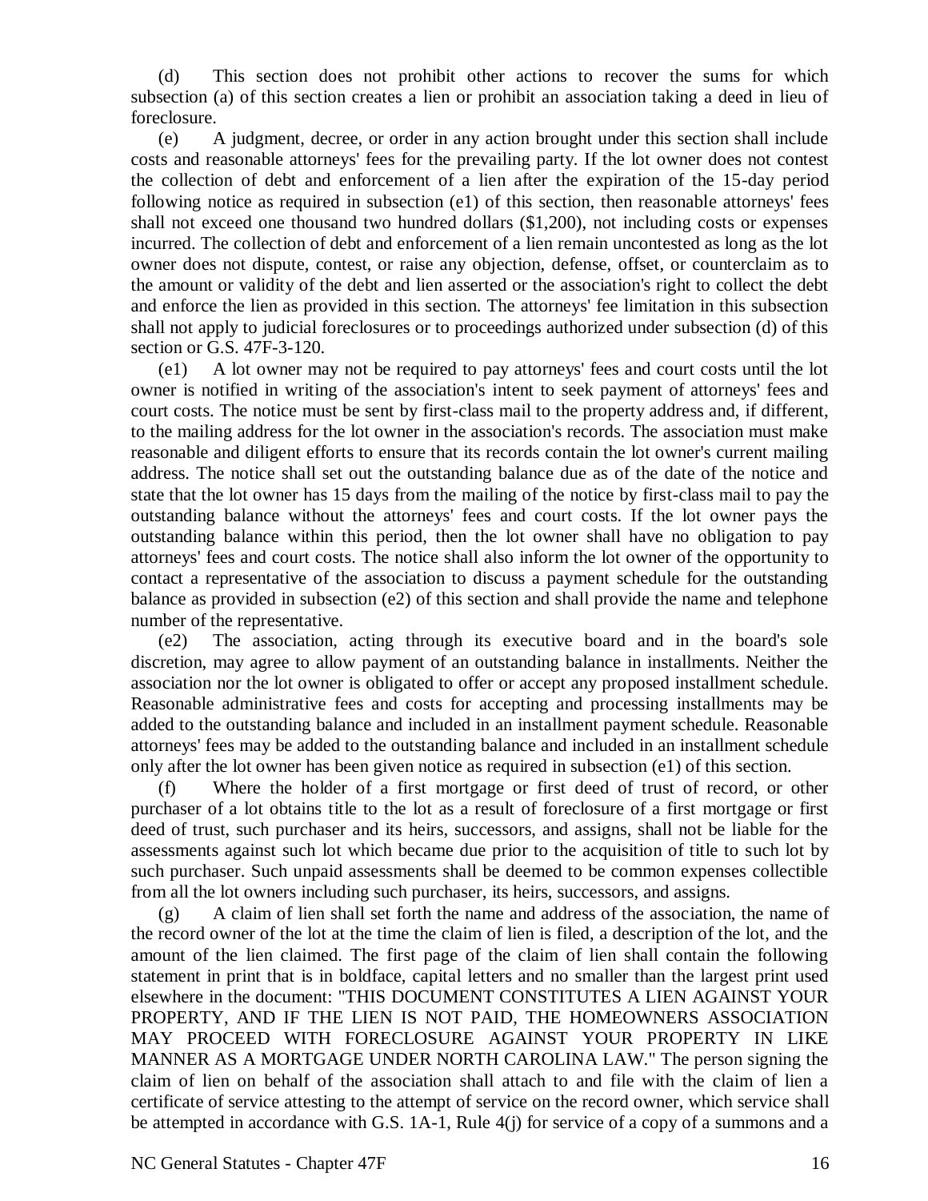(d) This section does not prohibit other actions to recover the sums for which subsection (a) of this section creates a lien or prohibit an association taking a deed in lieu of foreclosure.

(e) A judgment, decree, or order in any action brought under this section shall include costs and reasonable attorneys' fees for the prevailing party. If the lot owner does not contest the collection of debt and enforcement of a lien after the expiration of the 15-day period following notice as required in subsection (e1) of this section, then reasonable attorneys' fees shall not exceed one thousand two hundred dollars ($1,200), not including costs or expenses incurred. The collection of debt and enforcement of a lien remain uncontested as long as the lot owner does not dispute, contest, or raise any objection, defense, offset, or counterclaim as to the amount or validity of the debt and lien asserted or the association's right to collect the debt and enforce the lien as provided in this section. The attorneys' fee limitation in this subsection shall not apply to judicial foreclosures or to proceedings authorized under subsection (d) of this section or G.S. 47F-3-120.

(e1) A lot owner may not be required to pay attorneys' fees and court costs until the lot owner is notified in writing of the association's intent to seek payment of attorneys' fees and court costs. The notice must be sent by first-class mail to the property address and, if different, to the mailing address for the lot owner in the association's records. The association must make reasonable and diligent efforts to ensure that its records contain the lot owner's current mailing address. The notice shall set out the outstanding balance due as of the date of the notice and state that the lot owner has 15 days from the mailing of the notice by first-class mail to pay the outstanding balance without the attorneys' fees and court costs. If the lot owner pays the outstanding balance within this period, then the lot owner shall have no obligation to pay attorneys' fees and court costs. The notice shall also inform the lot owner of the opportunity to contact a representative of the association to discuss a payment schedule for the outstanding balance as provided in subsection (e2) of this section and shall provide the name and telephone number of the representative.

(e2) The association, acting through its executive board and in the board's sole discretion, may agree to allow payment of an outstanding balance in installments. Neither the association nor the lot owner is obligated to offer or accept any proposed installment schedule. Reasonable administrative fees and costs for accepting and processing installments may be added to the outstanding balance and included in an installment payment schedule. Reasonable attorneys' fees may be added to the outstanding balance and included in an installment schedule only after the lot owner has been given notice as required in subsection (e1) of this section.

(f) Where the holder of a first mortgage or first deed of trust of record, or other purchaser of a lot obtains title to the lot as a result of foreclosure of a first mortgage or first deed of trust, such purchaser and its heirs, successors, and assigns, shall not be liable for the assessments against such lot which became due prior to the acquisition of title to such lot by such purchaser. Such unpaid assessments shall be deemed to be common expenses collectible from all the lot owners including such purchaser, its heirs, successors, and assigns.

(g) A claim of lien shall set forth the name and address of the association, the name of the record owner of the lot at the time the claim of lien is filed, a description of the lot, and the amount of the lien claimed. The first page of the claim of lien shall contain the following statement in print that is in boldface, capital letters and no smaller than the largest print used elsewhere in the document: "THIS DOCUMENT CONSTITUTES A LIEN AGAINST YOUR PROPERTY, AND IF THE LIEN IS NOT PAID, THE HOMEOWNERS ASSOCIATION MAY PROCEED WITH FORECLOSURE AGAINST YOUR PROPERTY IN LIKE MANNER AS A MORTGAGE UNDER NORTH CAROLINA LAW." The person signing the claim of lien on behalf of the association shall attach to and file with the claim of lien a certificate of service attesting to the attempt of service on the record owner, which service shall be attempted in accordance with G.S. 1A-1, Rule 4(j) for service of a copy of a summons and a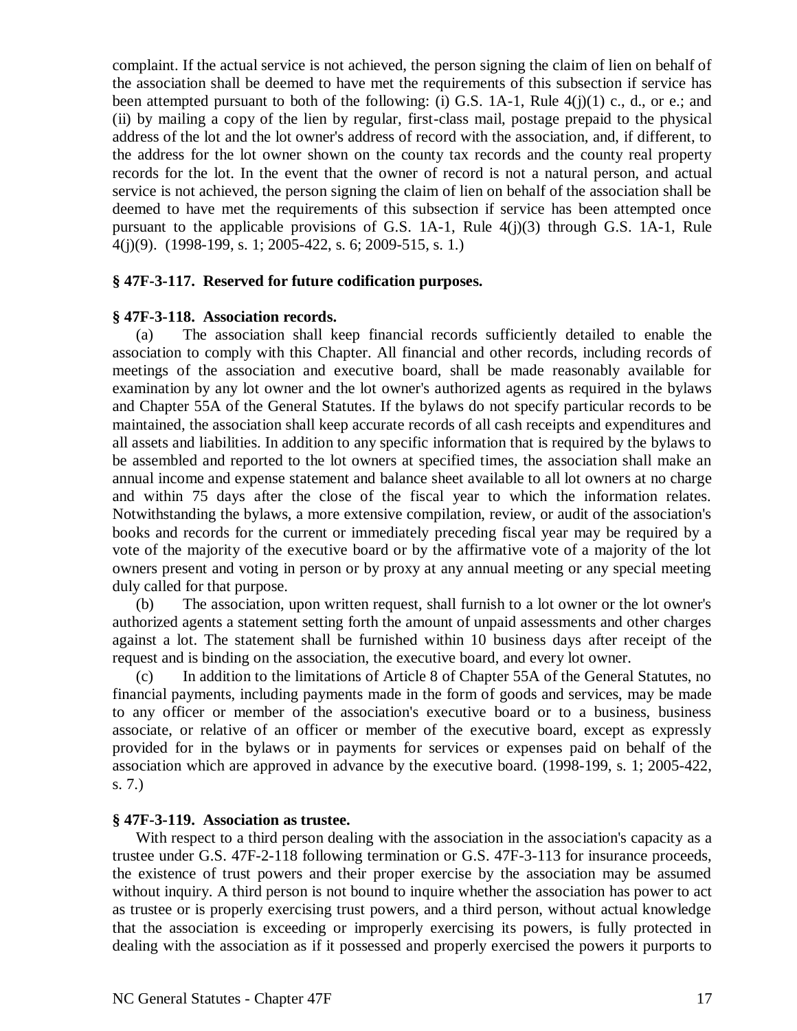complaint. If the actual service is not achieved, the person signing the claim of lien on behalf of the association shall be deemed to have met the requirements of this subsection if service has been attempted pursuant to both of the following: (i) G.S. 1A-1, Rule 4(j)(1) c., d., or e.; and (ii) by mailing a copy of the lien by regular, first-class mail, postage prepaid to the physical address of the lot and the lot owner's address of record with the association, and, if different, to the address for the lot owner shown on the county tax records and the county real property records for the lot. In the event that the owner of record is not a natural person, and actual service is not achieved, the person signing the claim of lien on behalf of the association shall be deemed to have met the requirements of this subsection if service has been attempted once pursuant to the applicable provisions of G.S. 1A-1, Rule 4(j)(3) through G.S. 1A-1, Rule 4(j)(9). (1998-199, s. 1; 2005-422, s. 6; 2009-515, s. 1.)

**§ 47F-3-117. Reserved for future codification purposes.**

**§ 47F-3-118. Association records.**

(a) The association shall keep financial records sufficiently detailed to enable the association to comply with this Chapter. All financial and other records, including records of meetings of the association and executive board, shall be made reasonably available for examination by any lot owner and the lot owner's authorized agents as required in the bylaws and Chapter 55A of the General Statutes. If the bylaws do not specify particular records to be maintained, the association shall keep accurate records of all cash receipts and expenditures and all assets and liabilities. In addition to any specific information that is required by the bylaws to be assembled and reported to the lot owners at specified times, the association shall make an annual income and expense statement and balance sheet available to all lot owners at no charge and within 75 days after the close of the fiscal year to which the information relates. Notwithstanding the bylaws, a more extensive compilation, review, or audit of the association's books and records for the current or immediately preceding fiscal year may be required by a vote of the majority of the executive board or by the affirmative vote of a majority of the lot owners present and voting in person or by proxy at any annual meeting or any special meeting duly called for that purpose.

(b) The association, upon written request, shall furnish to a lot owner or the lot owner's authorized agents a statement setting forth the amount of unpaid assessments and other charges against a lot. The statement shall be furnished within 10 business days after receipt of the request and is binding on the association, the executive board, and every lot owner.

(c) In addition to the limitations of Article 8 of Chapter 55A of the General Statutes, no financial payments, including payments made in the form of goods and services, may be made to any officer or member of the association's executive board or to a business, business associate, or relative of an officer or member of the executive board, except as expressly provided for in the bylaws or in payments for services or expenses paid on behalf of the association which are approved in advance by the executive board. (1998-199, s. 1; 2005-422, s. 7.)

**§ 47F-3-119. Association as trustee.**

With respect to a third person dealing with the association in the association's capacity as a trustee under G.S. 47F-2-118 following termination or G.S. 47F-3-113 for insurance proceeds, the existence of trust powers and their proper exercise by the association may be assumed without inquiry. A third person is not bound to inquire whether the association has power to act as trustee or is properly exercising trust powers, and a third person, without actual knowledge that the association is exceeding or improperly exercising its powers, is fully protected in dealing with the association as if it possessed and properly exercised the powers it purports to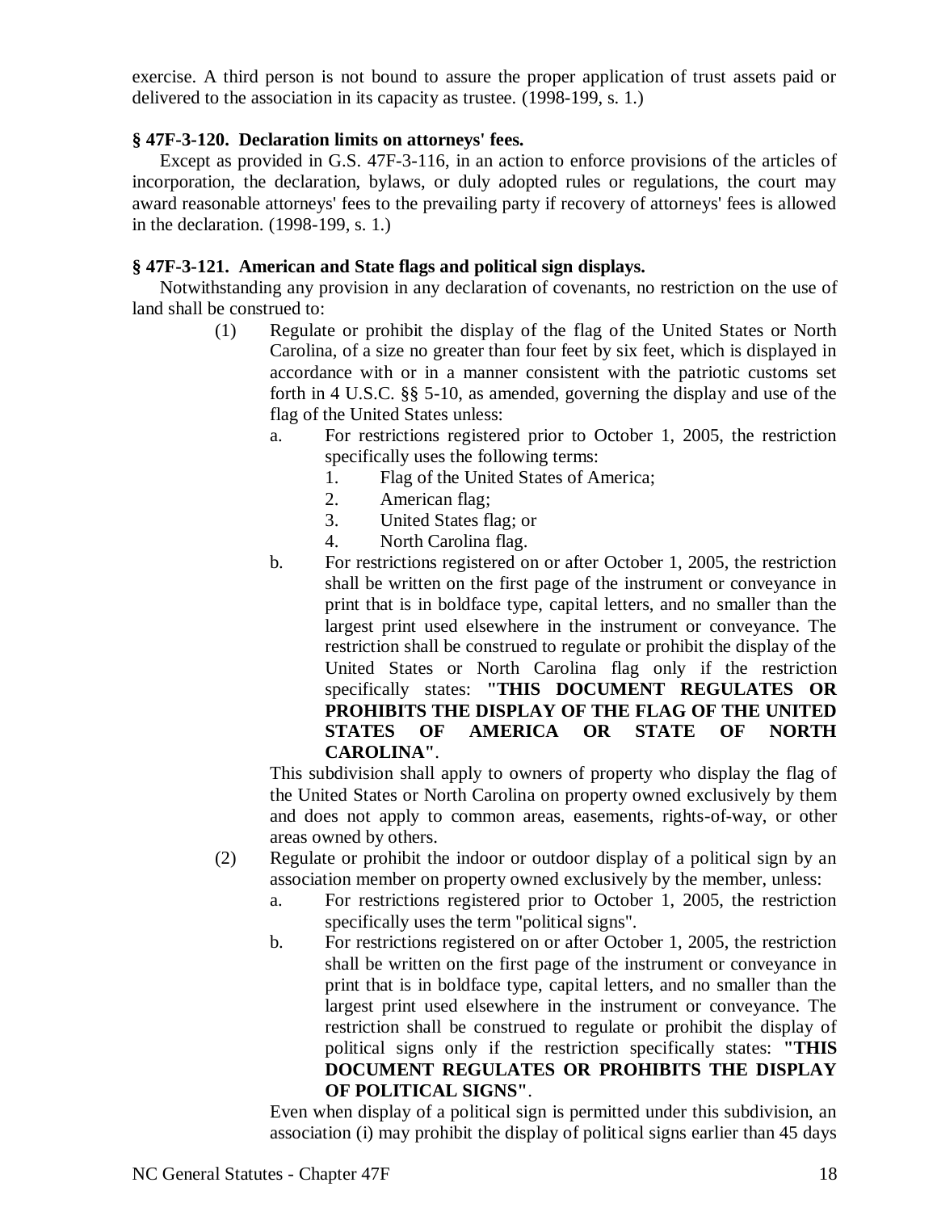exercise. A third person is not bound to assure the proper application of trust assets paid or delivered to the association in its capacity as trustee. (1998-199, s. 1.)

### § 47F-3-120. Declaration limits on attorneys' fees.

Except as provided in G.S. 47F-3-116, in an action to enforce provisions of the articles of incorporation, the declaration, bylaws, or duly adopted rules or regulations, the court may award reasonable attorneys' fees to the prevailing party if recovery of attorneys' fees is allowed in the declaration. (1998-199, s. 1.)

### § 47F-3-121. American and State flags and political sign displays.

Notwithstanding any provision in any declaration of covenants, no restriction on the use of land shall be construed to:

(1) Regulate or prohibit the display of the flag of the United States or North Carolina, of a size no greater than four feet by six feet, which is displayed in accordance with or in a manner consistent with the patriotic customs set forth in 4 U.S.C. §§ 5-10, as amended, governing the display and use of the flag of the United States unless:

   a. For restrictions registered prior to October 1, 2005, the restriction specifically uses the following terms:

      1. Flag of the United States of America;
      2. American flag;
      3. United States flag; or
      4. North Carolina flag.

   b. For restrictions registered on or after October 1, 2005, the restriction shall be written on the first page of the instrument or conveyance in print that is in boldface type, capital letters, and no smaller than the largest print used elsewhere in the instrument or conveyance. The restriction shall be construed to regulate or prohibit the display of the United States or North Carolina flag only if the restriction specifically states: **"THIS DOCUMENT REGULATES OR PROHIBITS THE DISPLAY OF THE FLAG OF THE UNITED STATES OF AMERICA OR STATE OF NORTH CAROLINA"**.

   This subdivision shall apply to owners of property who display the flag of the United States or North Carolina on property owned exclusively by them and does not apply to common areas, easements, rights-of-way, or other areas owned by others.

(2) Regulate or prohibit the indoor or outdoor display of a political sign by an association member on property owned exclusively by the member, unless:

   a. For restrictions registered prior to October 1, 2005, the restriction specifically uses the term "political signs".

   b. For restrictions registered on or after October 1, 2005, the restriction shall be written on the first page of the instrument or conveyance in print that is in boldface type, capital letters, and no smaller than the largest print used elsewhere in the instrument or conveyance. The restriction shall be construed to regulate or prohibit the display of political signs only if the restriction specifically states: **"THIS DOCUMENT REGULATES OR PROHIBITS THE DISPLAY OF POLITICAL SIGNS"**.

   Even when display of a political sign is permitted under this subdivision, an association (i) may prohibit the display of political signs earlier than 45 days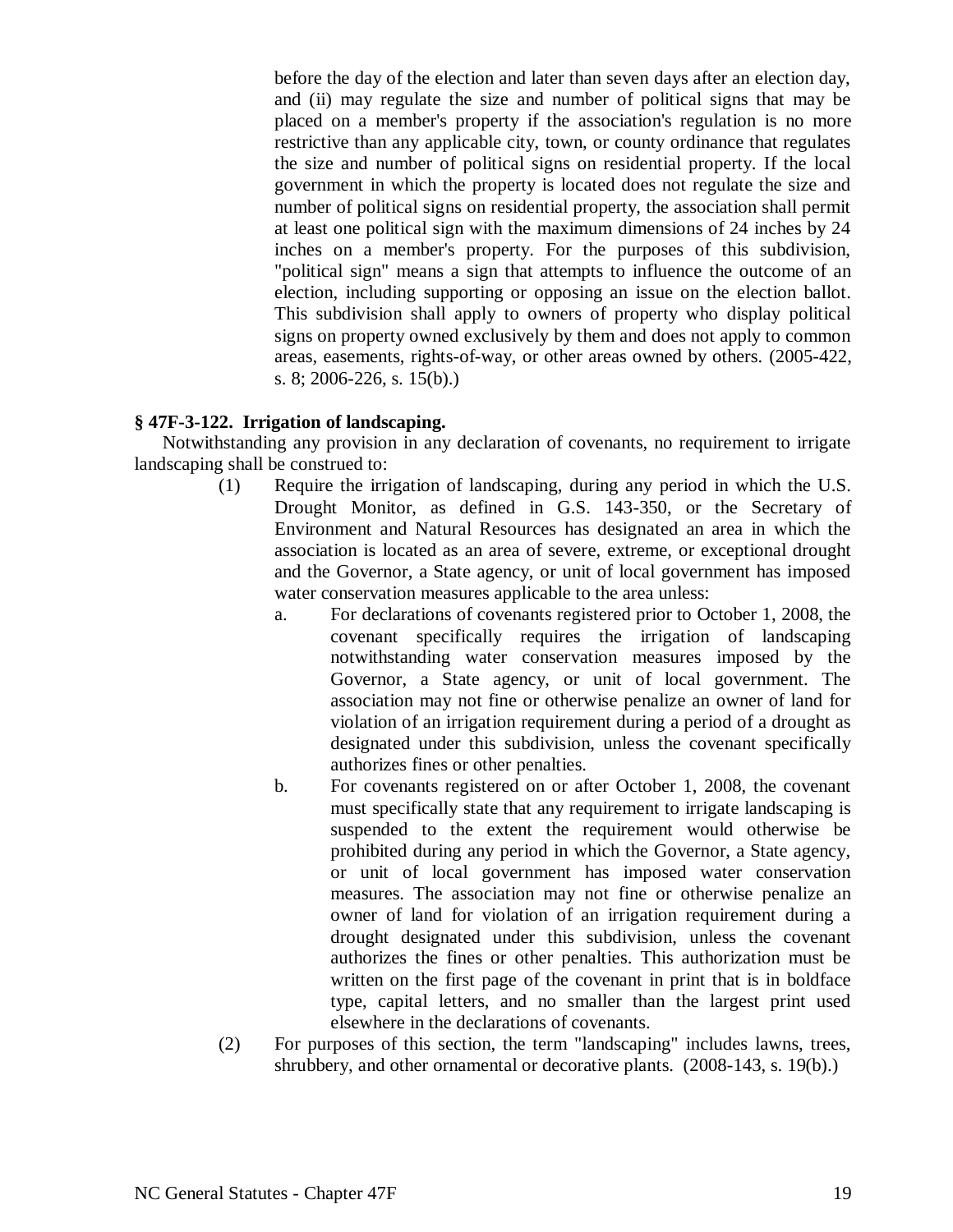before the day of the election and later than seven days after an election day, and (ii) may regulate the size and number of political signs that may be placed on a member's property if the association's regulation is no more restrictive than any applicable city, town, or county ordinance that regulates the size and number of political signs on residential property. If the local government in which the property is located does not regulate the size and number of political signs on residential property, the association shall permit at least one political sign with the maximum dimensions of 24 inches by 24 inches on a member's property. For the purposes of this subdivision, "political sign" means a sign that attempts to influence the outcome of an election, including supporting or opposing an issue on the election ballot. This subdivision shall apply to owners of property who display political signs on property owned exclusively by them and does not apply to common areas, easements, rights-of-way, or other areas owned by others. (2005-422, s. 8; 2006-226, s. 15(b).)

**§ 47F-3-122. Irrigation of landscaping.**

Notwithstanding any provision in any declaration of covenants, no requirement to irrigate landscaping shall be construed to:

(1) Require the irrigation of landscaping, during any period in which the U.S. Drought Monitor, as defined in G.S. 143-350, or the Secretary of Environment and Natural Resources has designated an area in which the association is located as an area of severe, extreme, or exceptional drought and the Governor, a State agency, or unit of local government has imposed water conservation measures applicable to the area unless:

a. For declarations of covenants registered prior to October 1, 2008, the covenant specifically requires the irrigation of landscaping notwithstanding water conservation measures imposed by the Governor, a State agency, or unit of local government. The association may not fine or otherwise penalize an owner of land for violation of an irrigation requirement during a period of a drought as designated under this subdivision, unless the covenant specifically authorizes fines or other penalties.

b. For covenants registered on or after October 1, 2008, the covenant must specifically state that any requirement to irrigate landscaping is suspended to the extent the requirement would otherwise be prohibited during any period in which the Governor, a State agency, or unit of local government has imposed water conservation measures. The association may not fine or otherwise penalize an owner of land for violation of an irrigation requirement during a drought designated under this subdivision, unless the covenant authorizes the fines or other penalties. This authorization must be written on the first page of the covenant in print that is in boldface type, capital letters, and no smaller than the largest print used elsewhere in the declarations of covenants.

(2) For purposes of this section, the term "landscaping" includes lawns, trees, shrubbery, and other ornamental or decorative plants. (2008-143, s. 19(b).)